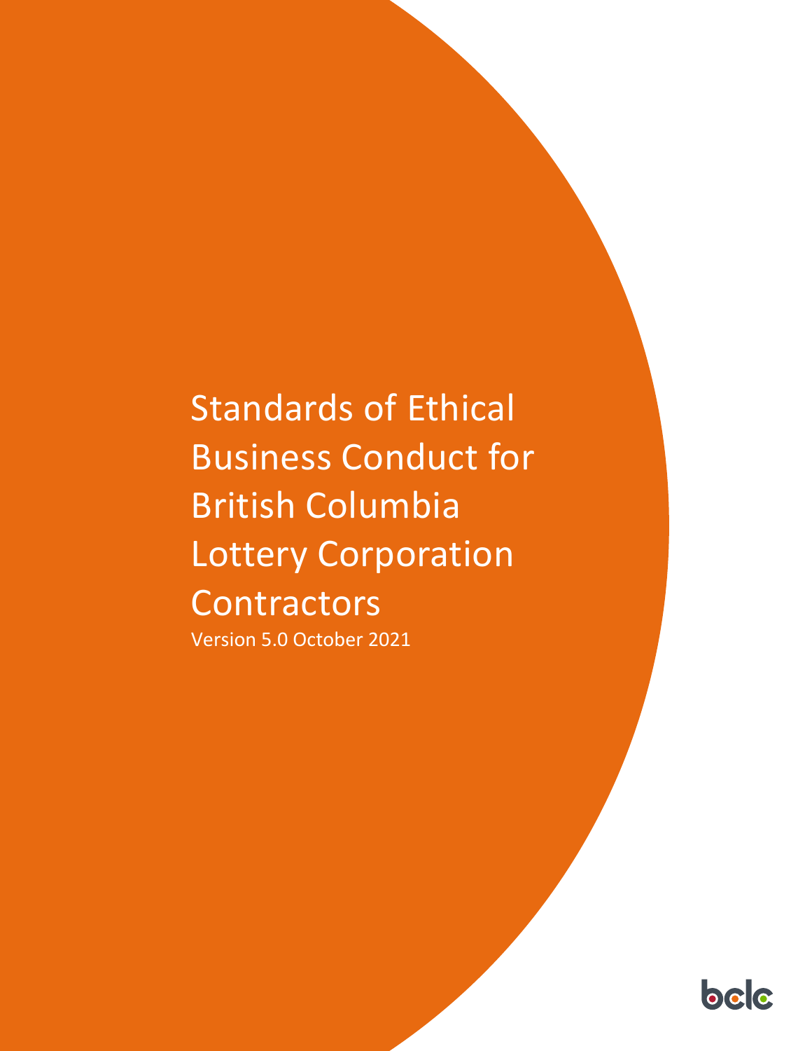# Standards of Ethical Business Conduct for British Columbia Lottery Corporation Contractors

Version 5.0 October 2021

bclc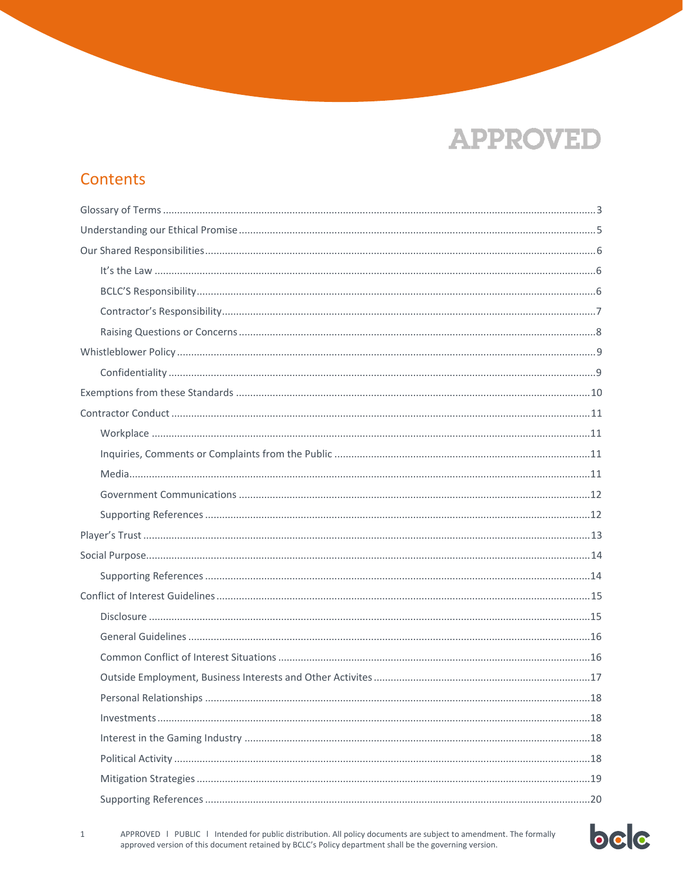APPROVED

## Contents

- Glossary of Terms ... 3
- Understanding our Ethical Promise ... 5
- Our Shared Responsibilities ... 6
    - It's the Law ... 6
    - BCLC'S Responsibility ... 6
    - Contractor's Responsibility ... 7
    - Raising Questions or Concerns ... 8
- Whistleblower Policy ... 9
    - Confidentiality ... 9
- Exemptions from these Standards ... 10
- Contractor Conduct ... 11
    - Workplace ... 11
    - Inquiries, Comments or Complaints from the Public ... 11
    - Media ... 11
    - Government Communications ... 12
    - Supporting References ... 12
- Player's Trust ... 13
- Social Purpose ... 14
    - Supporting References ... 14
- Conflict of Interest Guidelines ... 15
    - Disclosure ... 15
    - General Guidelines ... 16
    - Common Conflict of Interest Situations ... 16
    - Outside Employment, Business Interests and Other Activites ... 17
    - Personal Relationships ... 18
    - Investments ... 18
    - Interest in the Gaming Industry ... 18
    - Political Activity ... 18
    - Mitigation Strategies ... 19
    - Supporting References ... 20

APPROVED l PUBLIC l Intended for public distribution. All policy documents are subject to amendment. The formally approved version of this document retained by BCLC's Policy department shall be the governing version.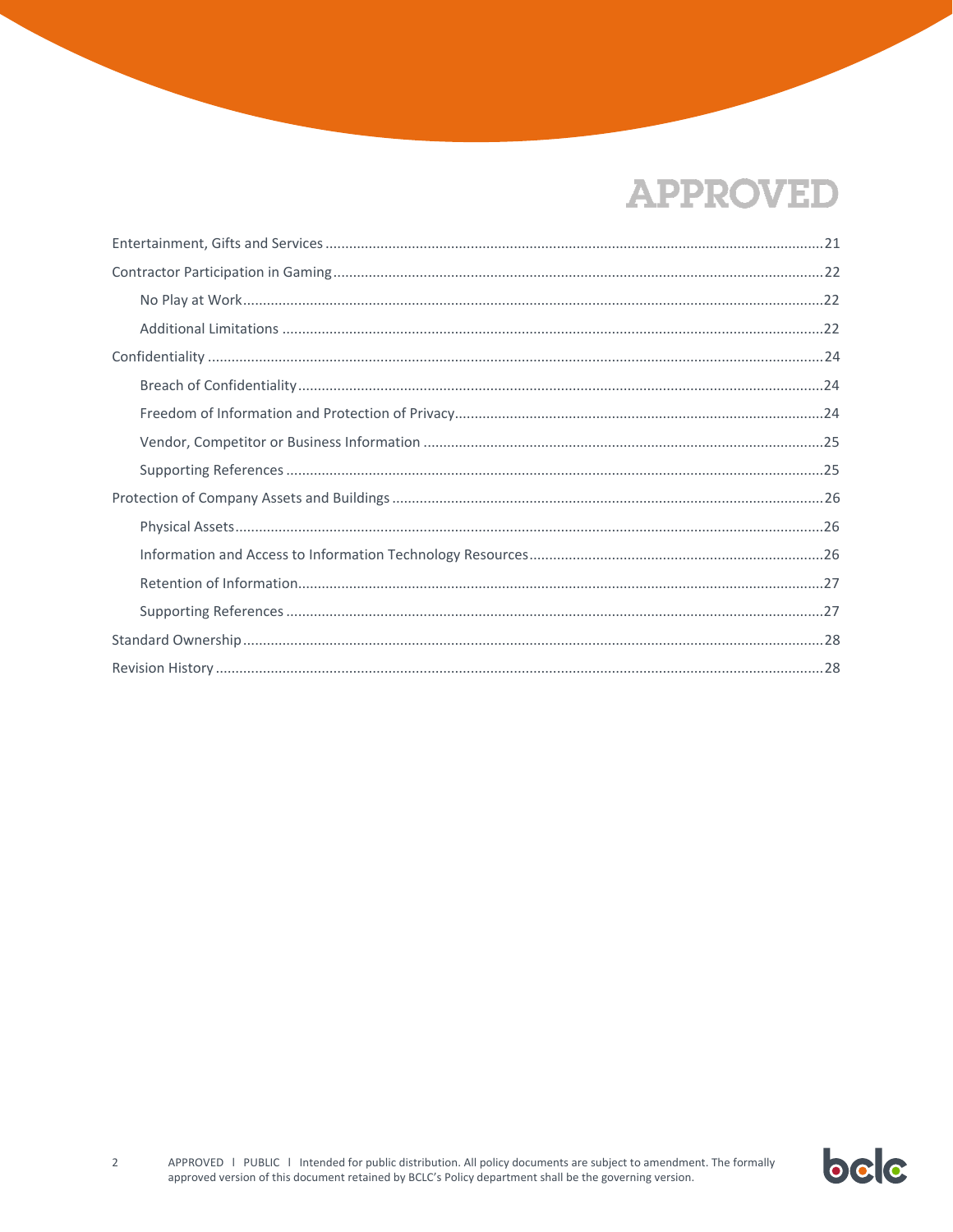APPROVED

- Entertainment, Gifts and Services ....... 21
- Contractor Participation in Gaming ....... 22
  - No Play at Work ....... 22
  - Additional Limitations ....... 22
- Confidentiality ....... 24
  - Breach of Confidentiality ....... 24
  - Freedom of Information and Protection of Privacy ....... 24
  - Vendor, Competitor or Business Information ....... 25
  - Supporting References ....... 25
- Protection of Company Assets and Buildings ....... 26
  - Physical Assets ....... 26
  - Information and Access to Information Technology Resources ....... 26
  - Retention of Information ....... 27
  - Supporting References ....... 27
- Standard Ownership ....... 28
- Revision History ....... 28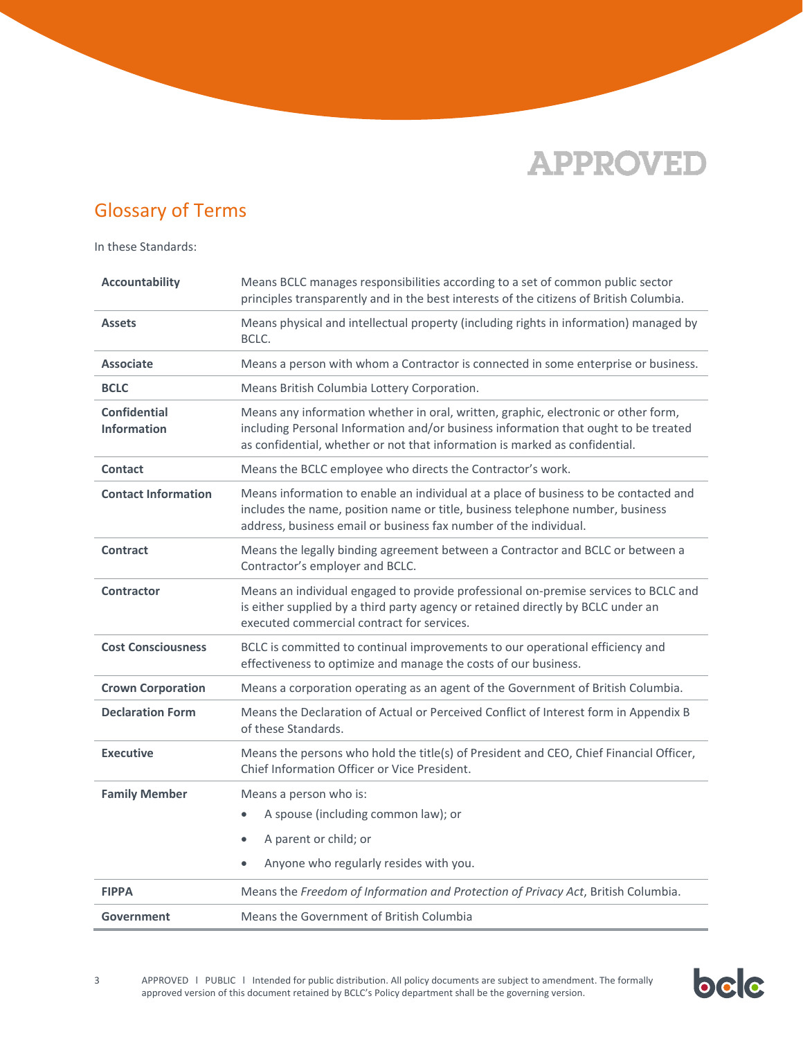APPROVED

## Glossary of Terms

In these Standards:

| | |
|---|---|
| **Accountability** | Means BCLC manages responsibilities according to a set of common public sector principles transparently and in the best interests of the citizens of British Columbia. |
| **Assets** | Means physical and intellectual property (including rights in information) managed by BCLC. |
| **Associate** | Means a person with whom a Contractor is connected in some enterprise or business. |
| **BCLC** | Means British Columbia Lottery Corporation. |
| **Confidential Information** | Means any information whether in oral, written, graphic, electronic or other form, including Personal Information and/or business information that ought to be treated as confidential, whether or not that information is marked as confidential. |
| **Contact** | Means the BCLC employee who directs the Contractor's work. |
| **Contact Information** | Means information to enable an individual at a place of business to be contacted and includes the name, position name or title, business telephone number, business address, business email or business fax number of the individual. |
| **Contract** | Means the legally binding agreement between a Contractor and BCLC or between a Contractor's employer and BCLC. |
| **Contractor** | Means an individual engaged to provide professional on-premise services to BCLC and is either supplied by a third party agency or retained directly by BCLC under an executed commercial contract for services. |
| **Cost Consciousness** | BCLC is committed to continual improvements to our operational efficiency and effectiveness to optimize and manage the costs of our business. |
| **Crown Corporation** | Means a corporation operating as an agent of the Government of British Columbia. |
| **Declaration Form** | Means the Declaration of Actual or Perceived Conflict of Interest form in Appendix B of these Standards. |
| **Executive** | Means the persons who hold the title(s) of President and CEO, Chief Financial Officer, Chief Information Officer or Vice President. |
| **Family Member** | Means a person who is: <br>• A spouse (including common law); or <br>• A parent or child; or <br>• Anyone who regularly resides with you. |
| **FIPPA** | Means the *Freedom of Information and Protection of Privacy Act*, British Columbia. |
| **Government** | Means the Government of British Columbia |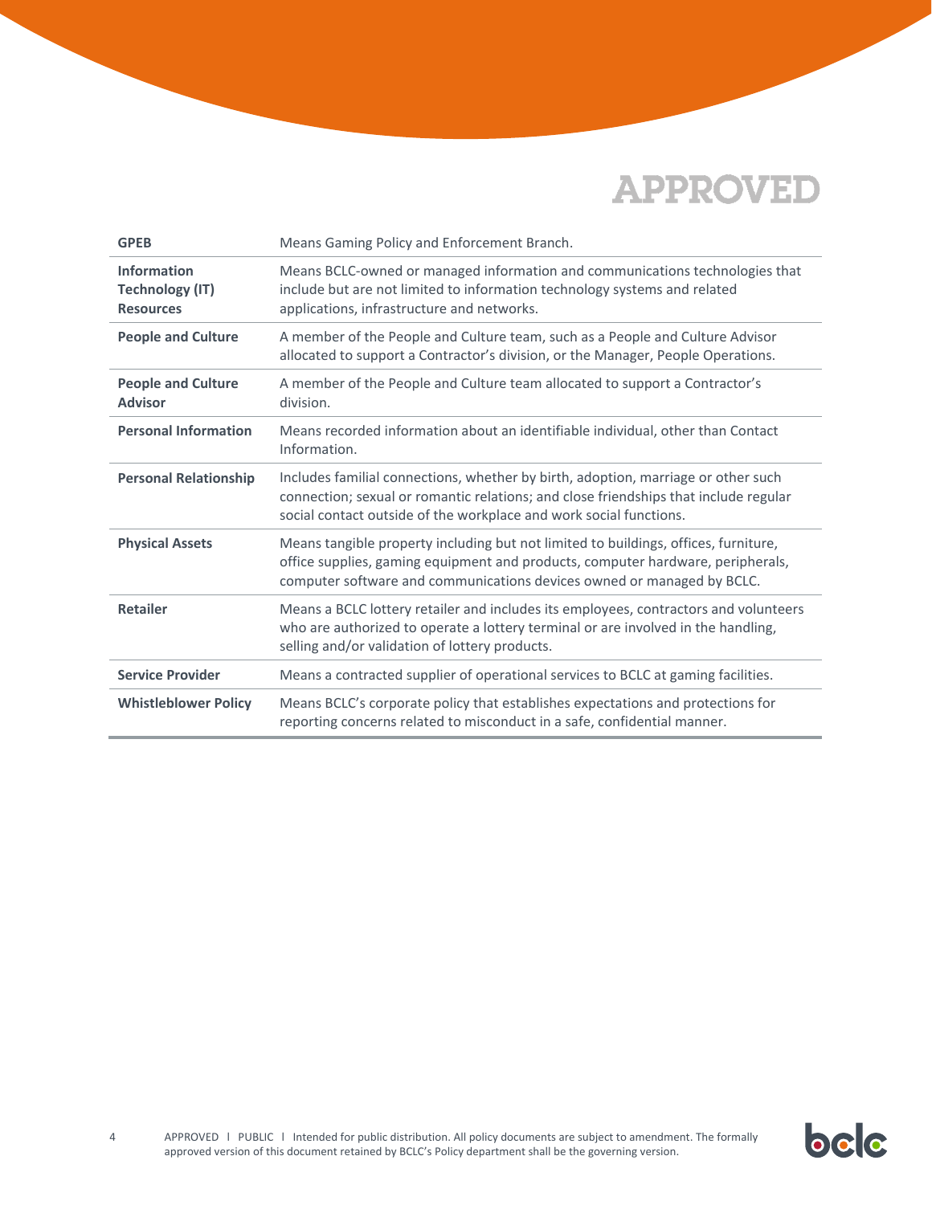APPROVED

| | |
|---|---|
| **GPEB** | Means Gaming Policy and Enforcement Branch. |
| **Information Technology (IT) Resources** | Means BCLC-owned or managed information and communications technologies that include but are not limited to information technology systems and related applications, infrastructure and networks. |
| **People and Culture** | A member of the People and Culture team, such as a People and Culture Advisor allocated to support a Contractor's division, or the Manager, People Operations. |
| **People and Culture Advisor** | A member of the People and Culture team allocated to support a Contractor's division. |
| **Personal Information** | Means recorded information about an identifiable individual, other than Contact Information. |
| **Personal Relationship** | Includes familial connections, whether by birth, adoption, marriage or other such connection; sexual or romantic relations; and close friendships that include regular social contact outside of the workplace and work social functions. |
| **Physical Assets** | Means tangible property including but not limited to buildings, offices, furniture, office supplies, gaming equipment and products, computer hardware, peripherals, computer software and communications devices owned or managed by BCLC. |
| **Retailer** | Means a BCLC lottery retailer and includes its employees, contractors and volunteers who are authorized to operate a lottery terminal or are involved in the handling, selling and/or validation of lottery products. |
| **Service Provider** | Means a contracted supplier of operational services to BCLC at gaming facilities. |
| **Whistleblower Policy** | Means BCLC's corporate policy that establishes expectations and protections for reporting concerns related to misconduct in a safe, confidential manner. |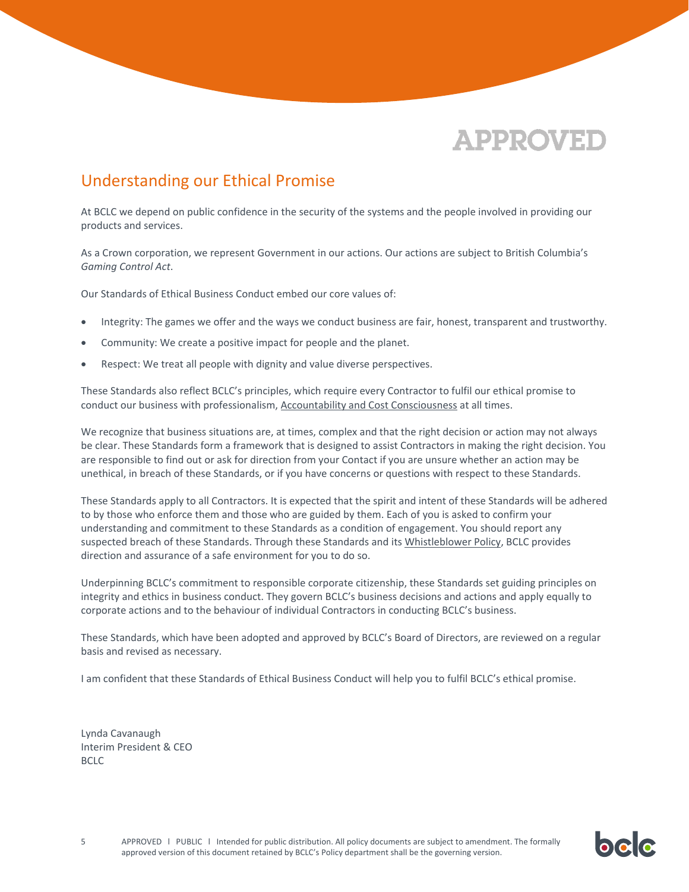APPROVED

## Understanding our Ethical Promise

At BCLC we depend on public confidence in the security of the systems and the people involved in providing our products and services.

As a Crown corporation, we represent Government in our actions. Our actions are subject to British Columbia's *Gaming Control Act*.

Our Standards of Ethical Business Conduct embed our core values of:

- Integrity: The games we offer and the ways we conduct business are fair, honest, transparent and trustworthy.
- Community: We create a positive impact for people and the planet.
- Respect: We treat all people with dignity and value diverse perspectives.

These Standards also reflect BCLC's principles, which require every Contractor to fulfil our ethical promise to conduct our business with professionalism, Accountability and Cost Consciousness at all times.

We recognize that business situations are, at times, complex and that the right decision or action may not always be clear. These Standards form a framework that is designed to assist Contractors in making the right decision. You are responsible to find out or ask for direction from your Contact if you are unsure whether an action may be unethical, in breach of these Standards, or if you have concerns or questions with respect to these Standards.

These Standards apply to all Contractors. It is expected that the spirit and intent of these Standards will be adhered to by those who enforce them and those who are guided by them. Each of you is asked to confirm your understanding and commitment to these Standards as a condition of engagement. You should report any suspected breach of these Standards. Through these Standards and its Whistleblower Policy, BCLC provides direction and assurance of a safe environment for you to do so.

Underpinning BCLC's commitment to responsible corporate citizenship, these Standards set guiding principles on integrity and ethics in business conduct. They govern BCLC's business decisions and actions and apply equally to corporate actions and to the behaviour of individual Contractors in conducting BCLC's business.

These Standards, which have been adopted and approved by BCLC's Board of Directors, are reviewed on a regular basis and revised as necessary.

I am confident that these Standards of Ethical Business Conduct will help you to fulfil BCLC's ethical promise.

Lynda Cavanaugh
Interim President & CEO
BCLC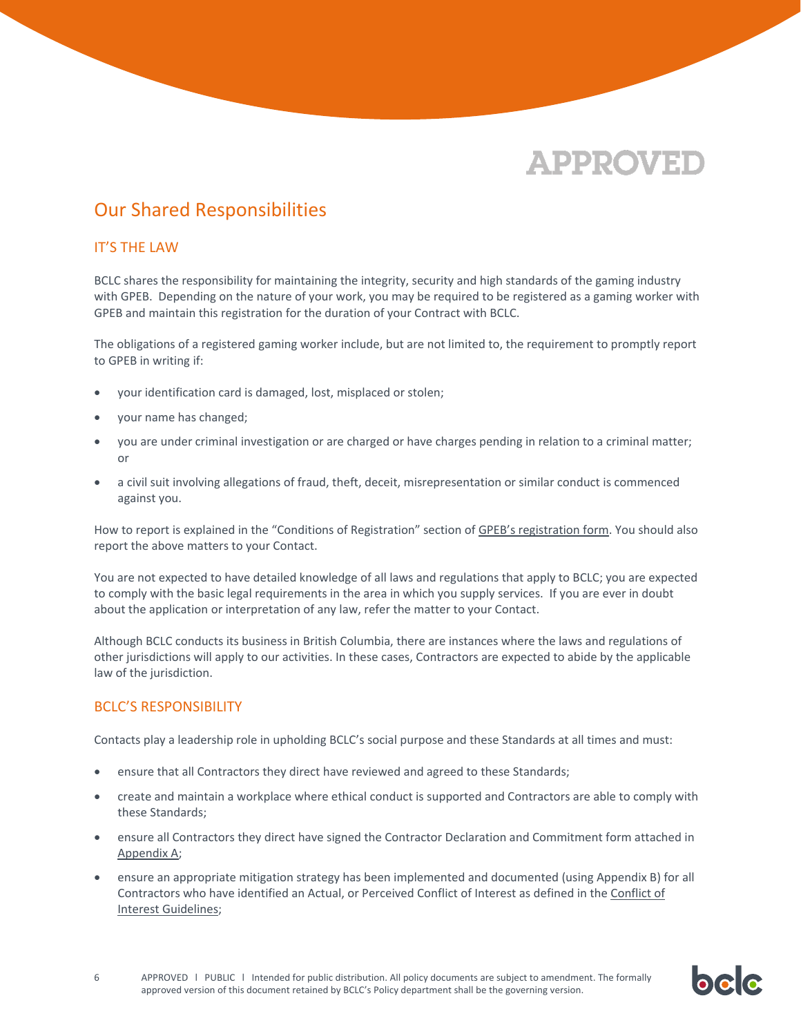APPROVED

# Our Shared Responsibilities

## IT'S THE LAW

BCLC shares the responsibility for maintaining the integrity, security and high standards of the gaming industry with GPEB. Depending on the nature of your work, you may be required to be registered as a gaming worker with GPEB and maintain this registration for the duration of your Contract with BCLC.

The obligations of a registered gaming worker include, but are not limited to, the requirement to promptly report to GPEB in writing if:

- your identification card is damaged, lost, misplaced or stolen;
- your name has changed;
- you are under criminal investigation or are charged or have charges pending in relation to a criminal matter; or
- a civil suit involving allegations of fraud, theft, deceit, misrepresentation or similar conduct is commenced against you.

How to report is explained in the "Conditions of Registration" section of GPEB's registration form. You should also report the above matters to your Contact.

You are not expected to have detailed knowledge of all laws and regulations that apply to BCLC; you are expected to comply with the basic legal requirements in the area in which you supply services. If you are ever in doubt about the application or interpretation of any law, refer the matter to your Contact.

Although BCLC conducts its business in British Columbia, there are instances where the laws and regulations of other jurisdictions will apply to our activities. In these cases, Contractors are expected to abide by the applicable law of the jurisdiction.

## BCLC'S RESPONSIBILITY

Contacts play a leadership role in upholding BCLC's social purpose and these Standards at all times and must:

- ensure that all Contractors they direct have reviewed and agreed to these Standards;
- create and maintain a workplace where ethical conduct is supported and Contractors are able to comply with these Standards;
- ensure all Contractors they direct have signed the Contractor Declaration and Commitment form attached in Appendix A;
- ensure an appropriate mitigation strategy has been implemented and documented (using Appendix B) for all Contractors who have identified an Actual, or Perceived Conflict of Interest as defined in the Conflict of Interest Guidelines;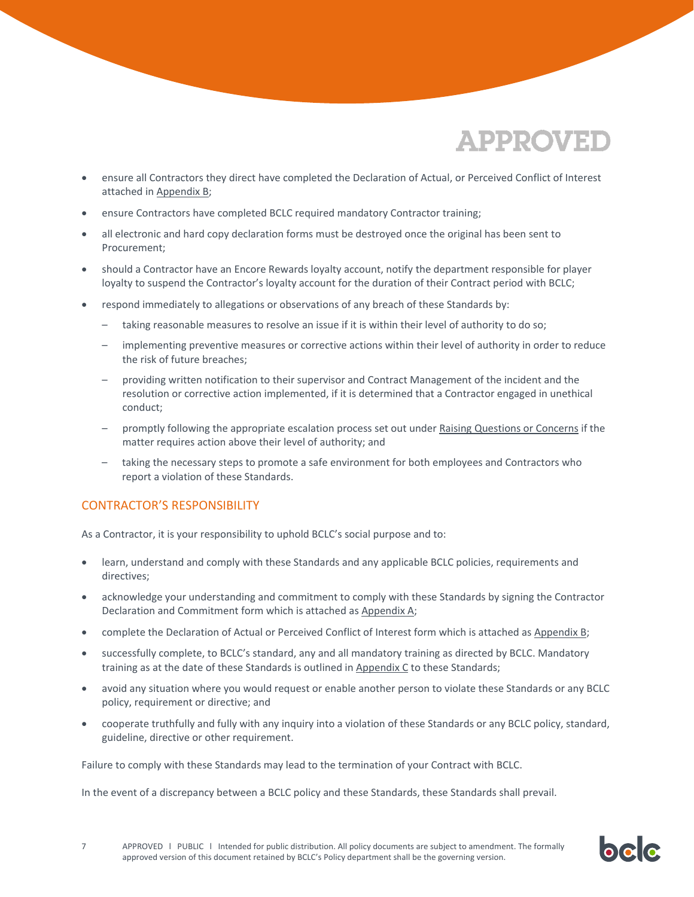- ensure all Contractors they direct have completed the Declaration of Actual, or Perceived Conflict of Interest attached in Appendix B;
- ensure Contractors have completed BCLC required mandatory Contractor training;
- all electronic and hard copy declaration forms must be destroyed once the original has been sent to Procurement;
- should a Contractor have an Encore Rewards loyalty account, notify the department responsible for player loyalty to suspend the Contractor's loyalty account for the duration of their Contract period with BCLC;
- respond immediately to allegations or observations of any breach of these Standards by:
  - taking reasonable measures to resolve an issue if it is within their level of authority to do so;
  - implementing preventive measures or corrective actions within their level of authority in order to reduce the risk of future breaches;
  - providing written notification to their supervisor and Contract Management of the incident and the resolution or corrective action implemented, if it is determined that a Contractor engaged in unethical conduct;
  - promptly following the appropriate escalation process set out under Raising Questions or Concerns if the matter requires action above their level of authority; and
  - taking the necessary steps to promote a safe environment for both employees and Contractors who report a violation of these Standards.

## CONTRACTOR'S RESPONSIBILITY

As a Contractor, it is your responsibility to uphold BCLC's social purpose and to:

- learn, understand and comply with these Standards and any applicable BCLC policies, requirements and directives;
- acknowledge your understanding and commitment to comply with these Standards by signing the Contractor Declaration and Commitment form which is attached as Appendix A;
- complete the Declaration of Actual or Perceived Conflict of Interest form which is attached as Appendix B;
- successfully complete, to BCLC's standard, any and all mandatory training as directed by BCLC. Mandatory training as at the date of these Standards is outlined in Appendix C to these Standards;
- avoid any situation where you would request or enable another person to violate these Standards or any BCLC policy, requirement or directive; and
- cooperate truthfully and fully with any inquiry into a violation of these Standards or any BCLC policy, standard, guideline, directive or other requirement.

Failure to comply with these Standards may lead to the termination of your Contract with BCLC.

In the event of a discrepancy between a BCLC policy and these Standards, these Standards shall prevail.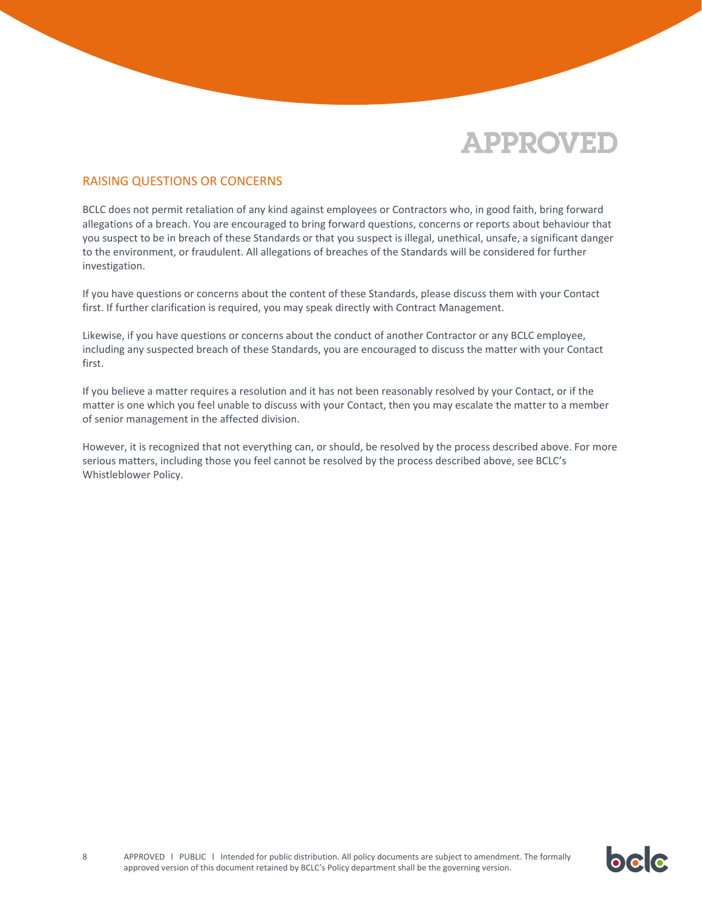APPROVED

## RAISING QUESTIONS OR CONCERNS

BCLC does not permit retaliation of any kind against employees or Contractors who, in good faith, bring forward allegations of a breach. You are encouraged to bring forward questions, concerns or reports about behaviour that you suspect to be in breach of these Standards or that you suspect is illegal, unethical, unsafe, a significant danger to the environment, or fraudulent. All allegations of breaches of the Standards will be considered for further investigation.

If you have questions or concerns about the content of these Standards, please discuss them with your Contact first. If further clarification is required, you may speak directly with Contract Management.

Likewise, if you have questions or concerns about the conduct of another Contractor or any BCLC employee, including any suspected breach of these Standards, you are encouraged to discuss the matter with your Contact first.

If you believe a matter requires a resolution and it has not been reasonably resolved by your Contact, or if the matter is one which you feel unable to discuss with your Contact, then you may escalate the matter to a member of senior management in the affected division.

However, it is recognized that not everything can, or should, be resolved by the process described above. For more serious matters, including those you feel cannot be resolved by the process described above, see BCLC's Whistleblower Policy.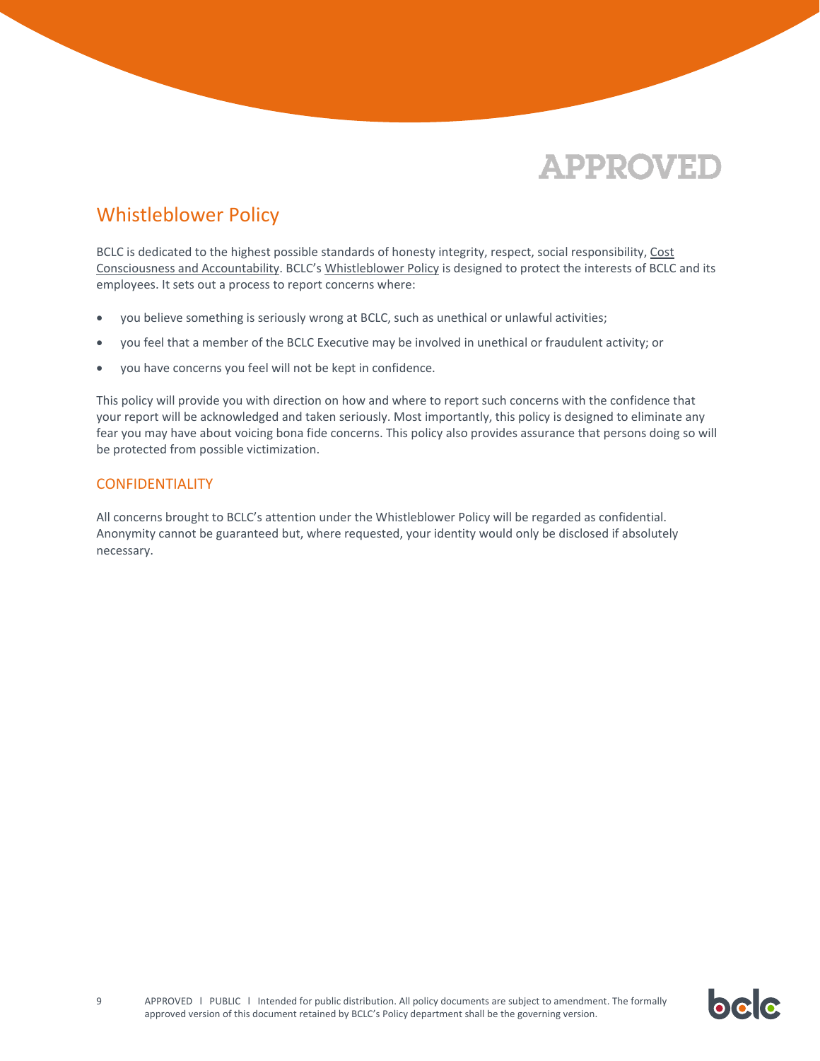APPROVED

## Whistleblower Policy

BCLC is dedicated to the highest possible standards of honesty integrity, respect, social responsibility, Cost Consciousness and Accountability. BCLC's Whistleblower Policy is designed to protect the interests of BCLC and its employees. It sets out a process to report concerns where:

- you believe something is seriously wrong at BCLC, such as unethical or unlawful activities;
- you feel that a member of the BCLC Executive may be involved in unethical or fraudulent activity; or
- you have concerns you feel will not be kept in confidence.

This policy will provide you with direction on how and where to report such concerns with the confidence that your report will be acknowledged and taken seriously. Most importantly, this policy is designed to eliminate any fear you may have about voicing bona fide concerns. This policy also provides assurance that persons doing so will be protected from possible victimization.

### CONFIDENTIALITY

All concerns brought to BCLC's attention under the Whistleblower Policy will be regarded as confidential. Anonymity cannot be guaranteed but, where requested, your identity would only be disclosed if absolutely necessary.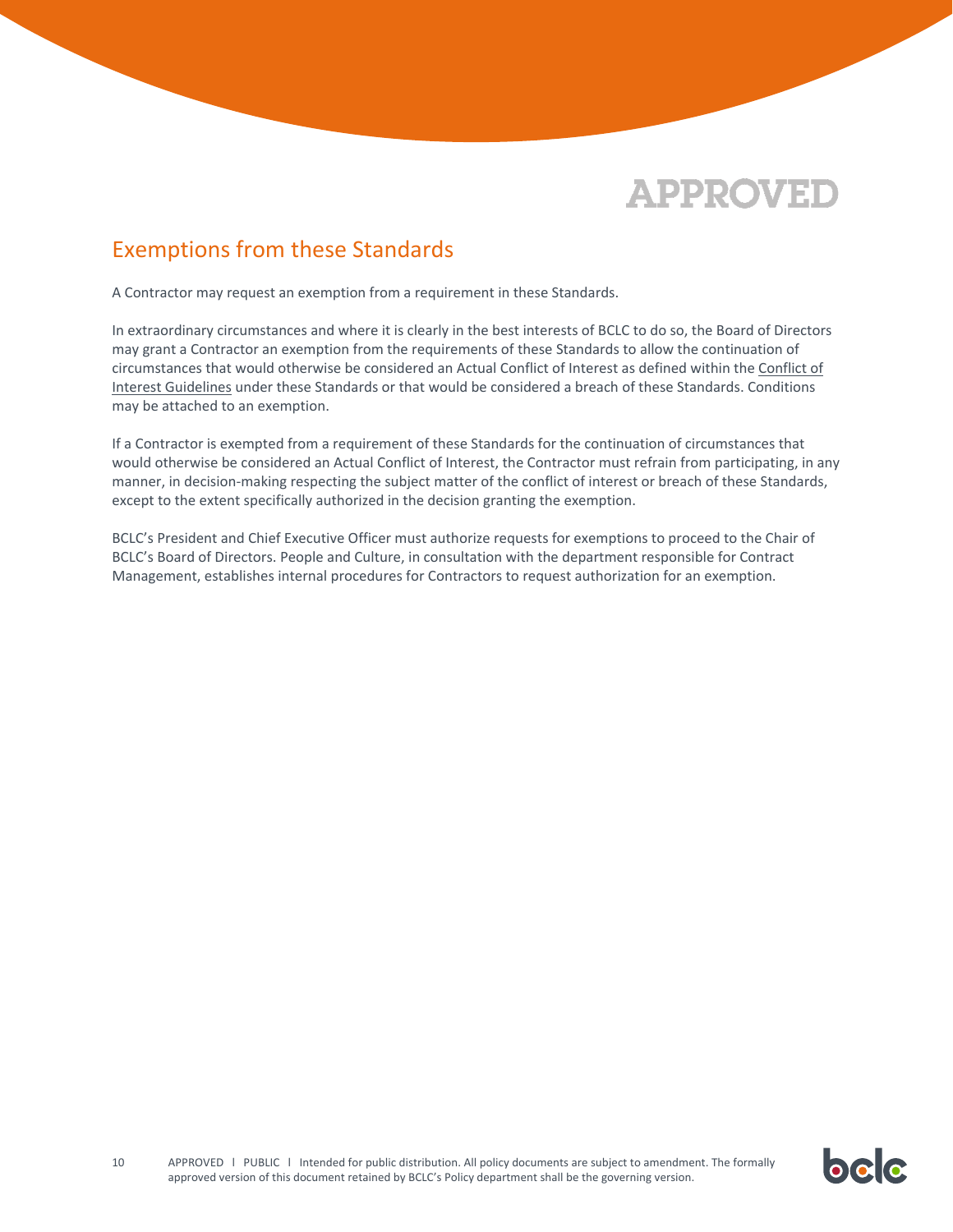APPROVED

## Exemptions from these Standards

A Contractor may request an exemption from a requirement in these Standards.

In extraordinary circumstances and where it is clearly in the best interests of BCLC to do so, the Board of Directors may grant a Contractor an exemption from the requirements of these Standards to allow the continuation of circumstances that would otherwise be considered an Actual Conflict of Interest as defined within the Conflict of Interest Guidelines under these Standards or that would be considered a breach of these Standards. Conditions may be attached to an exemption.

If a Contractor is exempted from a requirement of these Standards for the continuation of circumstances that would otherwise be considered an Actual Conflict of Interest, the Contractor must refrain from participating, in any manner, in decision-making respecting the subject matter of the conflict of interest or breach of these Standards, except to the extent specifically authorized in the decision granting the exemption.

BCLC's President and Chief Executive Officer must authorize requests for exemptions to proceed to the Chair of BCLC's Board of Directors. People and Culture, in consultation with the department responsible for Contract Management, establishes internal procedures for Contractors to request authorization for an exemption.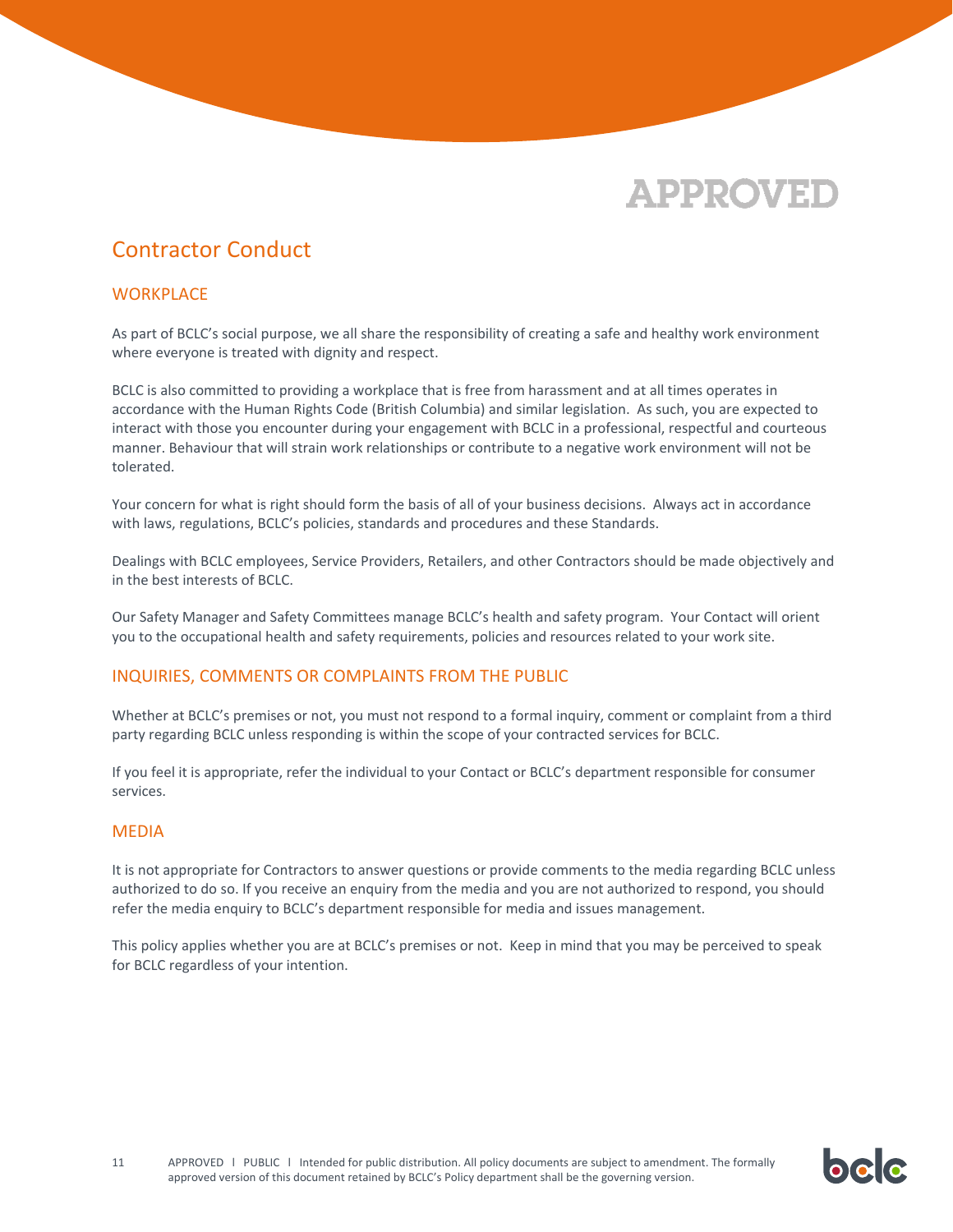APPROVED

## Contractor Conduct

### WORKPLACE

As part of BCLC's social purpose, we all share the responsibility of creating a safe and healthy work environment where everyone is treated with dignity and respect.

BCLC is also committed to providing a workplace that is free from harassment and at all times operates in accordance with the Human Rights Code (British Columbia) and similar legislation. As such, you are expected to interact with those you encounter during your engagement with BCLC in a professional, respectful and courteous manner. Behaviour that will strain work relationships or contribute to a negative work environment will not be tolerated.

Your concern for what is right should form the basis of all of your business decisions. Always act in accordance with laws, regulations, BCLC's policies, standards and procedures and these Standards.

Dealings with BCLC employees, Service Providers, Retailers, and other Contractors should be made objectively and in the best interests of BCLC.

Our Safety Manager and Safety Committees manage BCLC's health and safety program. Your Contact will orient you to the occupational health and safety requirements, policies and resources related to your work site.

### INQUIRIES, COMMENTS OR COMPLAINTS FROM THE PUBLIC

Whether at BCLC's premises or not, you must not respond to a formal inquiry, comment or complaint from a third party regarding BCLC unless responding is within the scope of your contracted services for BCLC.

If you feel it is appropriate, refer the individual to your Contact or BCLC's department responsible for consumer services.

### MEDIA

It is not appropriate for Contractors to answer questions or provide comments to the media regarding BCLC unless authorized to do so. If you receive an enquiry from the media and you are not authorized to respond, you should refer the media enquiry to BCLC's department responsible for media and issues management.

This policy applies whether you are at BCLC's premises or not. Keep in mind that you may be perceived to speak for BCLC regardless of your intention.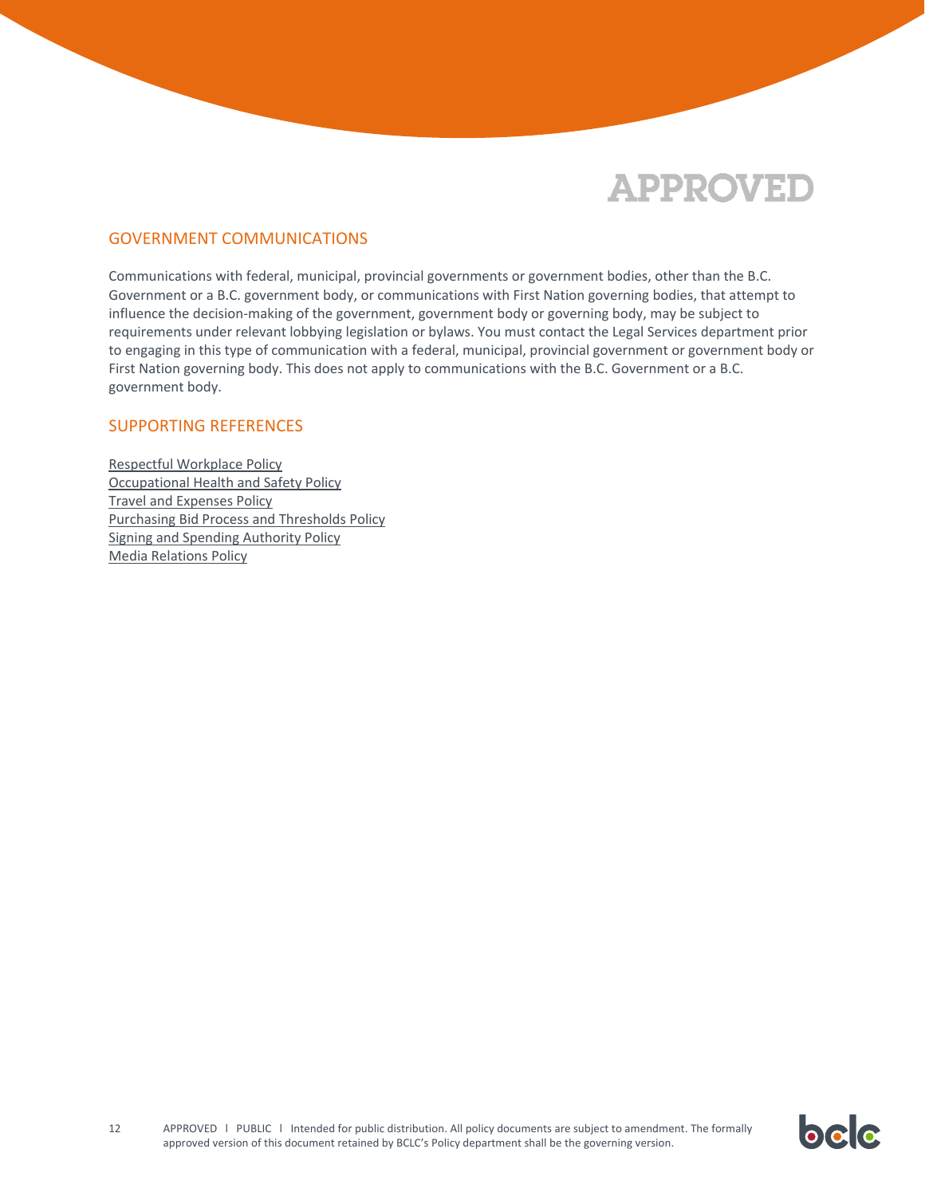APPROVED

## GOVERNMENT COMMUNICATIONS

Communications with federal, municipal, provincial governments or government bodies, other than the B.C. Government or a B.C. government body, or communications with First Nation governing bodies, that attempt to influence the decision-making of the government, government body or governing body, may be subject to requirements under relevant lobbying legislation or bylaws. You must contact the Legal Services department prior to engaging in this type of communication with a federal, municipal, provincial government or government body or First Nation governing body. This does not apply to communications with the B.C. Government or a B.C. government body.

## SUPPORTING REFERENCES

Respectful Workplace Policy
Occupational Health and Safety Policy
Travel and Expenses Policy
Purchasing Bid Process and Thresholds Policy
Signing and Spending Authority Policy
Media Relations Policy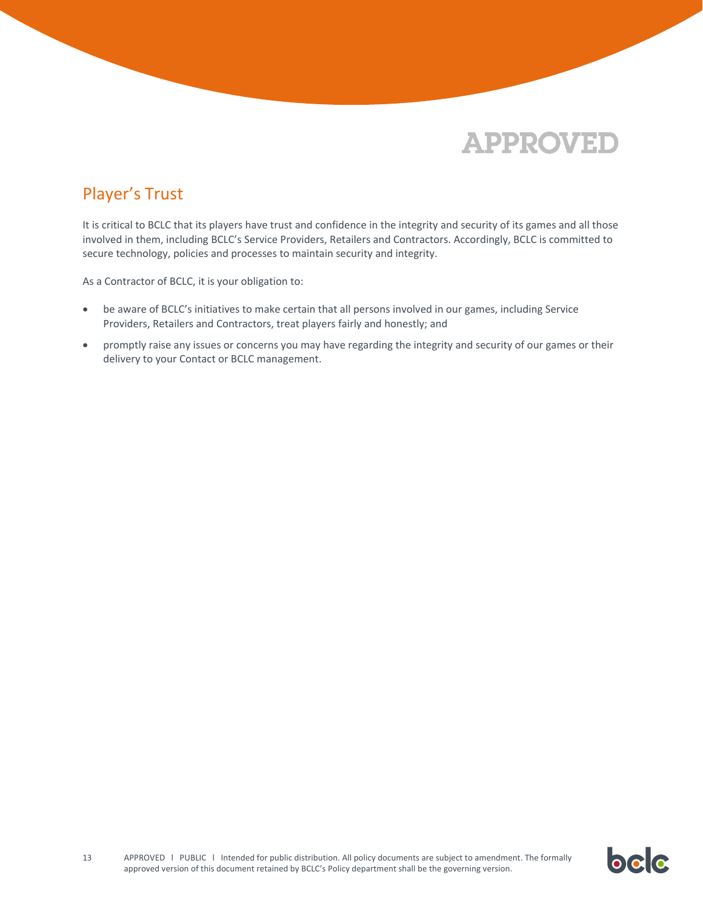## Player's Trust

It is critical to BCLC that its players have trust and confidence in the integrity and security of its games and all those involved in them, including BCLC's Service Providers, Retailers and Contractors. Accordingly, BCLC is committed to secure technology, policies and processes to maintain security and integrity.

As a Contractor of BCLC, it is your obligation to:

- be aware of BCLC's initiatives to make certain that all persons involved in our games, including Service Providers, Retailers and Contractors, treat players fairly and honestly; and
- promptly raise any issues or concerns you may have regarding the integrity and security of our games or their delivery to your Contact or BCLC management.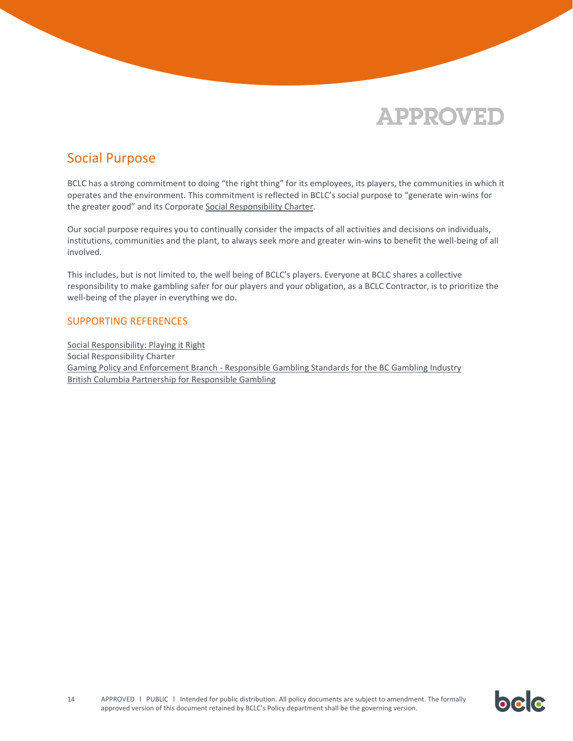APPROVED

## Social Purpose

BCLC has a strong commitment to doing "the right thing" for its employees, its players, the communities in which it operates and the environment. This commitment is reflected in BCLC's social purpose to "generate win-wins for the greater good" and its Corporate Social Responsibility Charter.

Our social purpose requires you to continually consider the impacts of all activities and decisions on individuals, institutions, communities and the plant, to always seek more and greater win-wins to benefit the well-being of all involved.

This includes, but is not limited to, the well being of BCLC's players. Everyone at BCLC shares a collective responsibility to make gambling safer for our players and your obligation, as a BCLC Contractor, is to prioritize the well-being of the player in everything we do.

### SUPPORTING REFERENCES

Social Responsibility: Playing it Right
Social Responsibility Charter
Gaming Policy and Enforcement Branch - Responsible Gambling Standards for the BC Gambling Industry
British Columbia Partnership for Responsible Gambling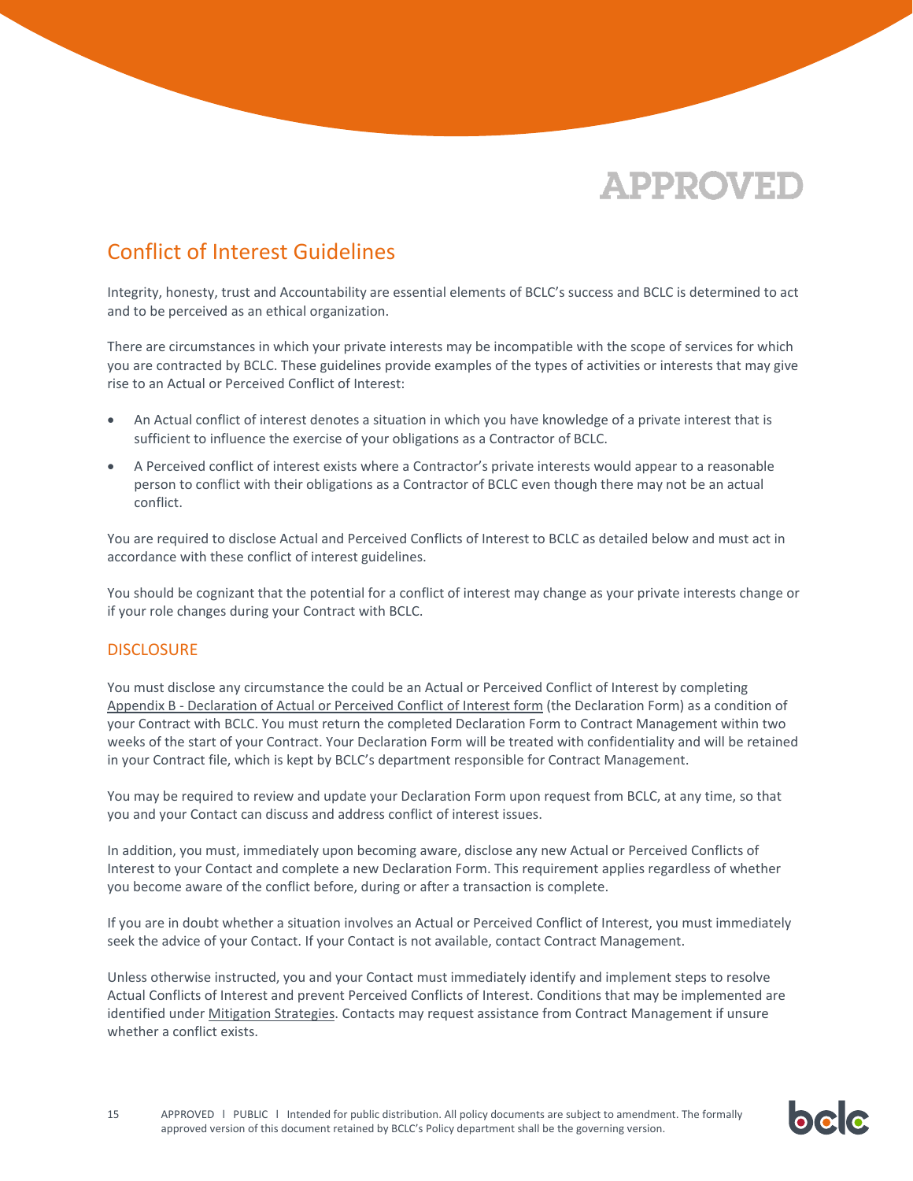APPROVED

## Conflict of Interest Guidelines

Integrity, honesty, trust and Accountability are essential elements of BCLC's success and BCLC is determined to act and to be perceived as an ethical organization.

There are circumstances in which your private interests may be incompatible with the scope of services for which you are contracted by BCLC. These guidelines provide examples of the types of activities or interests that may give rise to an Actual or Perceived Conflict of Interest:

- An Actual conflict of interest denotes a situation in which you have knowledge of a private interest that is sufficient to influence the exercise of your obligations as a Contractor of BCLC.
- A Perceived conflict of interest exists where a Contractor's private interests would appear to a reasonable person to conflict with their obligations as a Contractor of BCLC even though there may not be an actual conflict.

You are required to disclose Actual and Perceived Conflicts of Interest to BCLC as detailed below and must act in accordance with these conflict of interest guidelines.

You should be cognizant that the potential for a conflict of interest may change as your private interests change or if your role changes during your Contract with BCLC.

### DISCLOSURE

You must disclose any circumstance the could be an Actual or Perceived Conflict of Interest by completing Appendix B - Declaration of Actual or Perceived Conflict of Interest form (the Declaration Form) as a condition of your Contract with BCLC. You must return the completed Declaration Form to Contract Management within two weeks of the start of your Contract. Your Declaration Form will be treated with confidentiality and will be retained in your Contract file, which is kept by BCLC's department responsible for Contract Management.

You may be required to review and update your Declaration Form upon request from BCLC, at any time, so that you and your Contact can discuss and address conflict of interest issues.

In addition, you must, immediately upon becoming aware, disclose any new Actual or Perceived Conflicts of Interest to your Contact and complete a new Declaration Form. This requirement applies regardless of whether you become aware of the conflict before, during or after a transaction is complete.

If you are in doubt whether a situation involves an Actual or Perceived Conflict of Interest, you must immediately seek the advice of your Contact. If your Contact is not available, contact Contract Management.

Unless otherwise instructed, you and your Contact must immediately identify and implement steps to resolve Actual Conflicts of Interest and prevent Perceived Conflicts of Interest. Conditions that may be implemented are identified under Mitigation Strategies. Contacts may request assistance from Contract Management if unsure whether a conflict exists.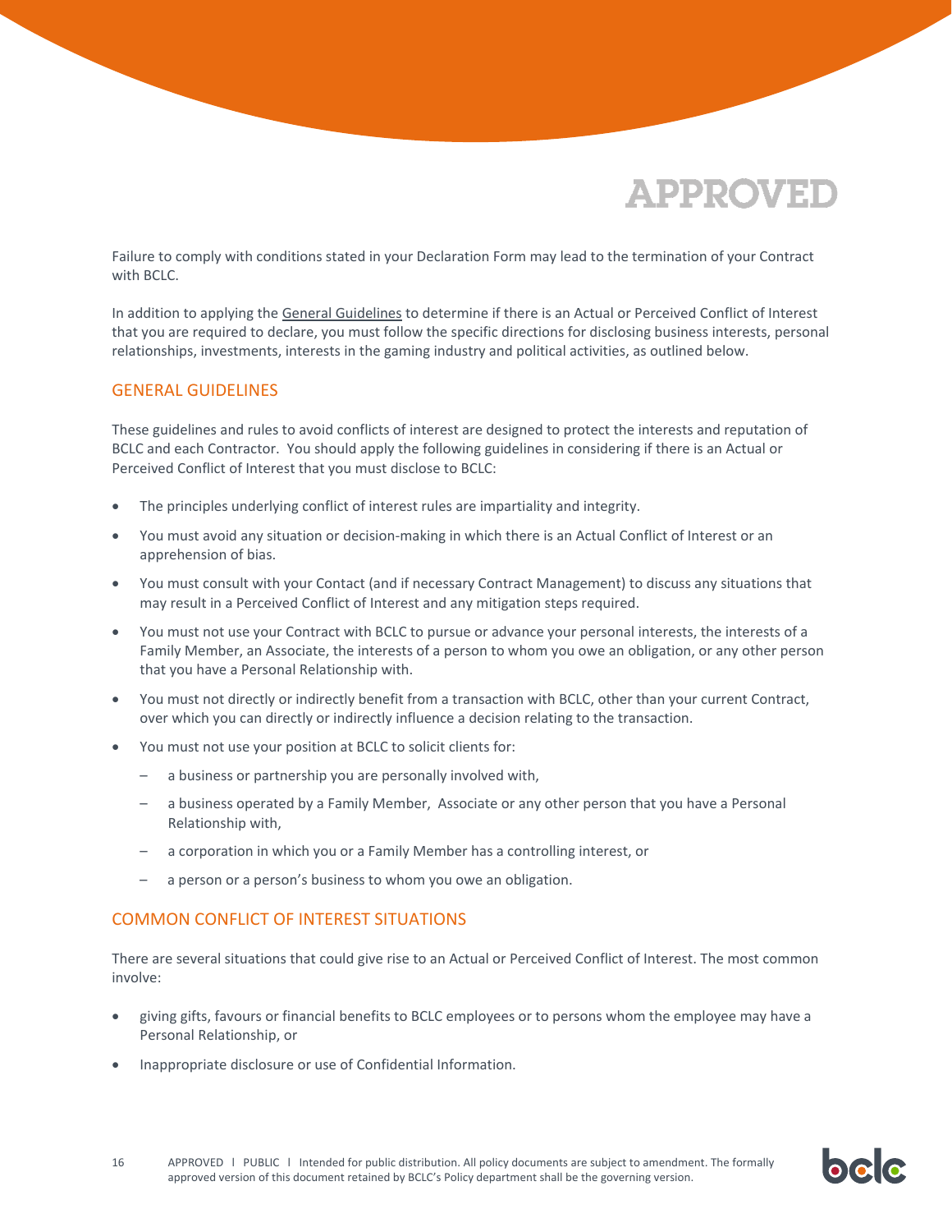Failure to comply with conditions stated in your Declaration Form may lead to the termination of your Contract with BCLC.

In addition to applying the General Guidelines to determine if there is an Actual or Perceived Conflict of Interest that you are required to declare, you must follow the specific directions for disclosing business interests, personal relationships, investments, interests in the gaming industry and political activities, as outlined below.

## GENERAL GUIDELINES

These guidelines and rules to avoid conflicts of interest are designed to protect the interests and reputation of BCLC and each Contractor. You should apply the following guidelines in considering if there is an Actual or Perceived Conflict of Interest that you must disclose to BCLC:

- The principles underlying conflict of interest rules are impartiality and integrity.
- You must avoid any situation or decision-making in which there is an Actual Conflict of Interest or an apprehension of bias.
- You must consult with your Contact (and if necessary Contract Management) to discuss any situations that may result in a Perceived Conflict of Interest and any mitigation steps required.
- You must not use your Contract with BCLC to pursue or advance your personal interests, the interests of a Family Member, an Associate, the interests of a person to whom you owe an obligation, or any other person that you have a Personal Relationship with.
- You must not directly or indirectly benefit from a transaction with BCLC, other than your current Contract, over which you can directly or indirectly influence a decision relating to the transaction.
- You must not use your position at BCLC to solicit clients for:
  - a business or partnership you are personally involved with,
  - a business operated by a Family Member, Associate or any other person that you have a Personal Relationship with,
  - a corporation in which you or a Family Member has a controlling interest, or
  - a person or a person's business to whom you owe an obligation.

## COMMON CONFLICT OF INTEREST SITUATIONS

There are several situations that could give rise to an Actual or Perceived Conflict of Interest. The most common involve:

- giving gifts, favours or financial benefits to BCLC employees or to persons whom the employee may have a Personal Relationship, or
- Inappropriate disclosure or use of Confidential Information.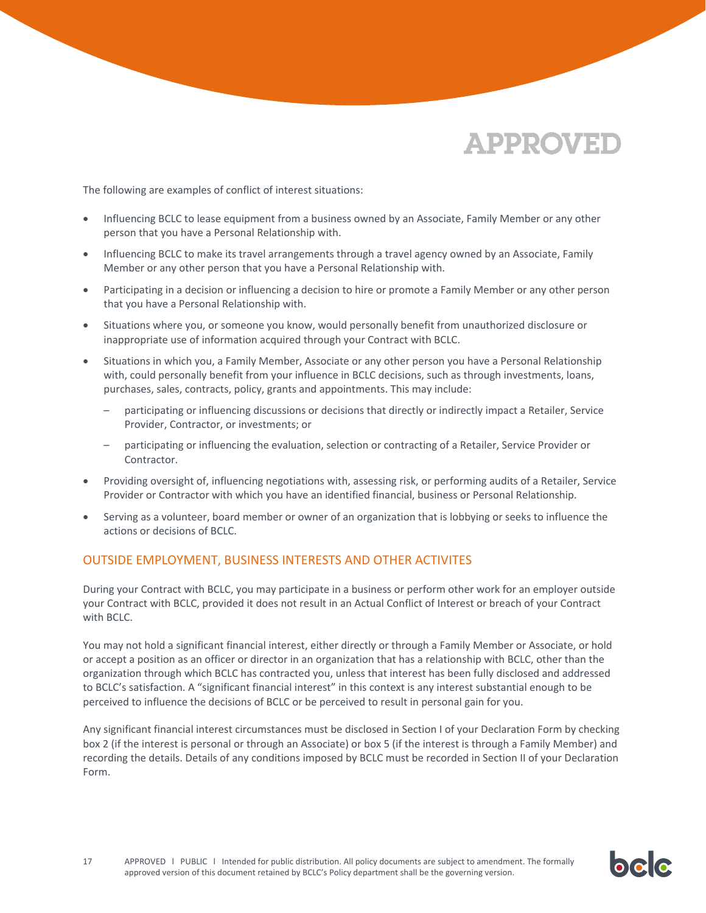The following are examples of conflict of interest situations:

- Influencing BCLC to lease equipment from a business owned by an Associate, Family Member or any other person that you have a Personal Relationship with.
- Influencing BCLC to make its travel arrangements through a travel agency owned by an Associate, Family Member or any other person that you have a Personal Relationship with.
- Participating in a decision or influencing a decision to hire or promote a Family Member or any other person that you have a Personal Relationship with.
- Situations where you, or someone you know, would personally benefit from unauthorized disclosure or inappropriate use of information acquired through your Contract with BCLC.
- Situations in which you, a Family Member, Associate or any other person you have a Personal Relationship with, could personally benefit from your influence in BCLC decisions, such as through investments, loans, purchases, sales, contracts, policy, grants and appointments. This may include:
  - participating or influencing discussions or decisions that directly or indirectly impact a Retailer, Service Provider, Contractor, or investments; or
  - participating or influencing the evaluation, selection or contracting of a Retailer, Service Provider or Contractor.
- Providing oversight of, influencing negotiations with, assessing risk, or performing audits of a Retailer, Service Provider or Contractor with which you have an identified financial, business or Personal Relationship.
- Serving as a volunteer, board member or owner of an organization that is lobbying or seeks to influence the actions or decisions of BCLC.

## OUTSIDE EMPLOYMENT, BUSINESS INTERESTS AND OTHER ACTIVITES

During your Contract with BCLC, you may participate in a business or perform other work for an employer outside your Contract with BCLC, provided it does not result in an Actual Conflict of Interest or breach of your Contract with BCLC.

You may not hold a significant financial interest, either directly or through a Family Member or Associate, or hold or accept a position as an officer or director in an organization that has a relationship with BCLC, other than the organization through which BCLC has contracted you, unless that interest has been fully disclosed and addressed to BCLC's satisfaction. A "significant financial interest" in this context is any interest substantial enough to be perceived to influence the decisions of BCLC or be perceived to result in personal gain for you.

Any significant financial interest circumstances must be disclosed in Section I of your Declaration Form by checking box 2 (if the interest is personal or through an Associate) or box 5 (if the interest is through a Family Member) and recording the details. Details of any conditions imposed by BCLC must be recorded in Section II of your Declaration Form.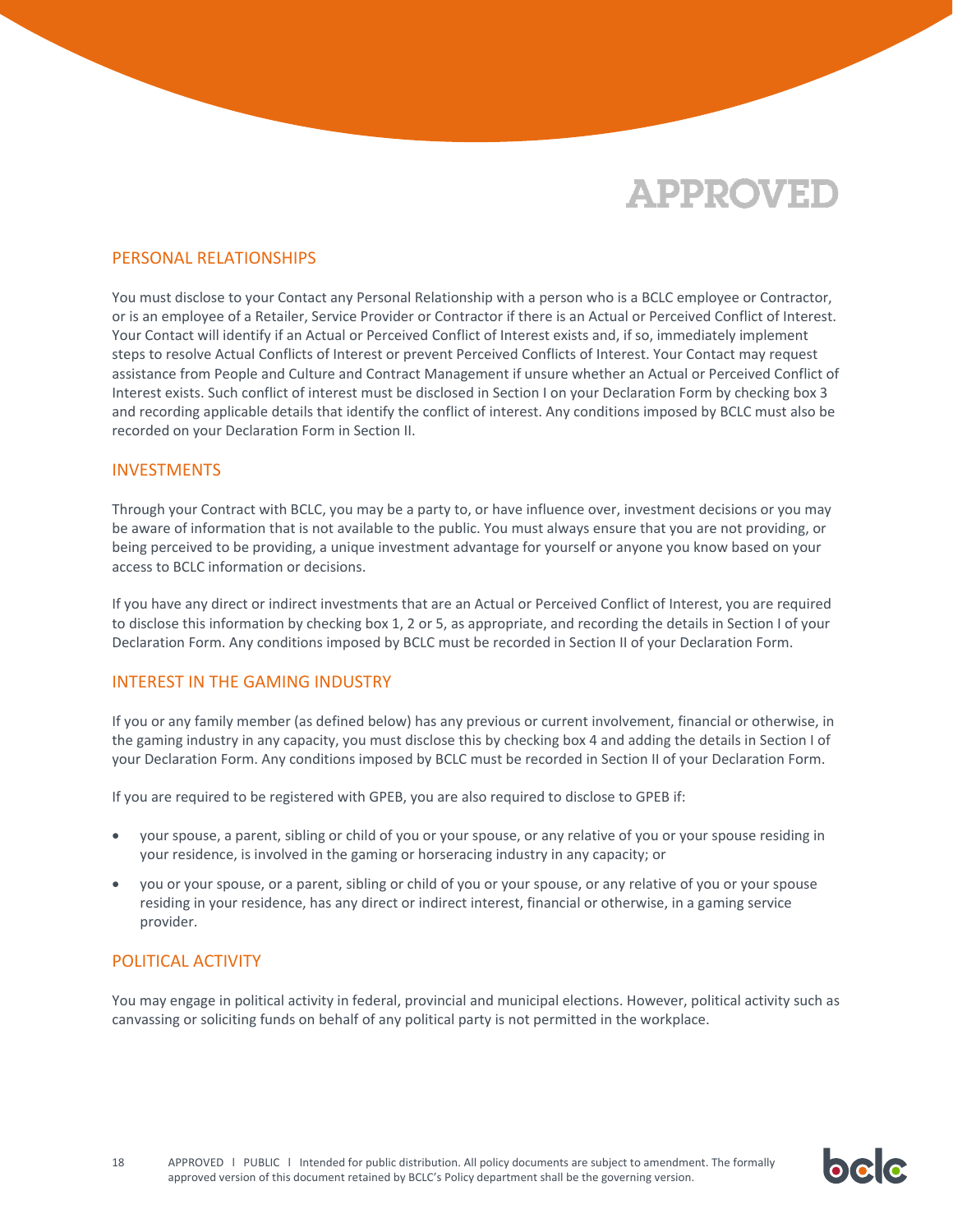APPROVED

## PERSONAL RELATIONSHIPS

You must disclose to your Contact any Personal Relationship with a person who is a BCLC employee or Contractor, or is an employee of a Retailer, Service Provider or Contractor if there is an Actual or Perceived Conflict of Interest. Your Contact will identify if an Actual or Perceived Conflict of Interest exists and, if so, immediately implement steps to resolve Actual Conflicts of Interest or prevent Perceived Conflicts of Interest. Your Contact may request assistance from People and Culture and Contract Management if unsure whether an Actual or Perceived Conflict of Interest exists. Such conflict of interest must be disclosed in Section I on your Declaration Form by checking box 3 and recording applicable details that identify the conflict of interest. Any conditions imposed by BCLC must also be recorded on your Declaration Form in Section II.

## INVESTMENTS

Through your Contract with BCLC, you may be a party to, or have influence over, investment decisions or you may be aware of information that is not available to the public. You must always ensure that you are not providing, or being perceived to be providing, a unique investment advantage for yourself or anyone you know based on your access to BCLC information or decisions.

If you have any direct or indirect investments that are an Actual or Perceived Conflict of Interest, you are required to disclose this information by checking box 1, 2 or 5, as appropriate, and recording the details in Section I of your Declaration Form. Any conditions imposed by BCLC must be recorded in Section II of your Declaration Form.

## INTEREST IN THE GAMING INDUSTRY

If you or any family member (as defined below) has any previous or current involvement, financial or otherwise, in the gaming industry in any capacity, you must disclose this by checking box 4 and adding the details in Section I of your Declaration Form. Any conditions imposed by BCLC must be recorded in Section II of your Declaration Form.

If you are required to be registered with GPEB, you are also required to disclose to GPEB if:

- your spouse, a parent, sibling or child of you or your spouse, or any relative of you or your spouse residing in your residence, is involved in the gaming or horseracing industry in any capacity; or
- you or your spouse, or a parent, sibling or child of you or your spouse, or any relative of you or your spouse residing in your residence, has any direct or indirect interest, financial or otherwise, in a gaming service provider.

## POLITICAL ACTIVITY

You may engage in political activity in federal, provincial and municipal elections. However, political activity such as canvassing or soliciting funds on behalf of any political party is not permitted in the workplace.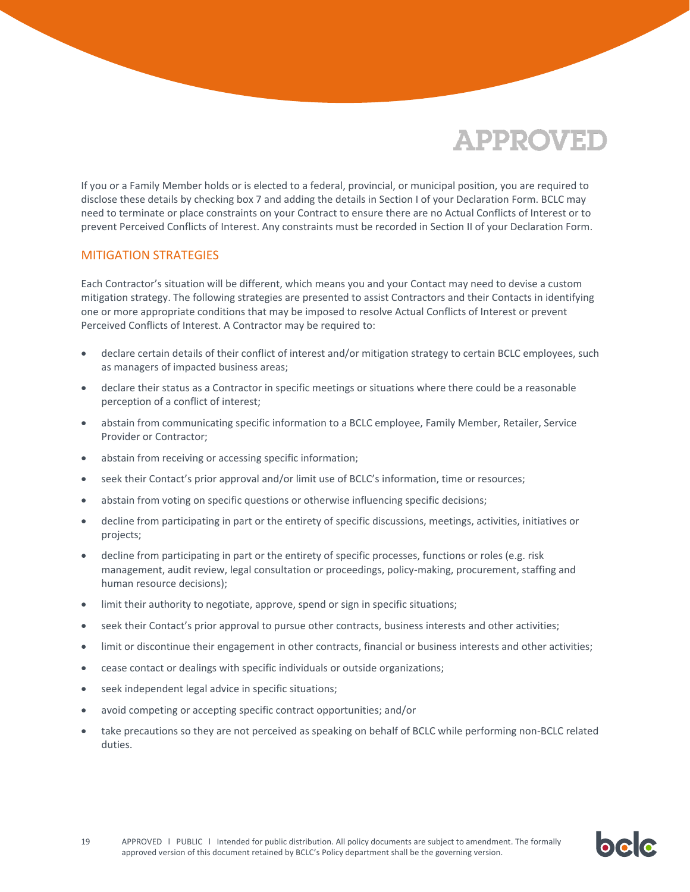If you or a Family Member holds or is elected to a federal, provincial, or municipal position, you are required to disclose these details by checking box 7 and adding the details in Section I of your Declaration Form. BCLC may need to terminate or place constraints on your Contract to ensure there are no Actual Conflicts of Interest or to prevent Perceived Conflicts of Interest. Any constraints must be recorded in Section II of your Declaration Form.

## MITIGATION STRATEGIES

Each Contractor's situation will be different, which means you and your Contact may need to devise a custom mitigation strategy. The following strategies are presented to assist Contractors and their Contacts in identifying one or more appropriate conditions that may be imposed to resolve Actual Conflicts of Interest or prevent Perceived Conflicts of Interest. A Contractor may be required to:

- declare certain details of their conflict of interest and/or mitigation strategy to certain BCLC employees, such as managers of impacted business areas;
- declare their status as a Contractor in specific meetings or situations where there could be a reasonable perception of a conflict of interest;
- abstain from communicating specific information to a BCLC employee, Family Member, Retailer, Service Provider or Contractor;
- abstain from receiving or accessing specific information;
- seek their Contact's prior approval and/or limit use of BCLC's information, time or resources;
- abstain from voting on specific questions or otherwise influencing specific decisions;
- decline from participating in part or the entirety of specific discussions, meetings, activities, initiatives or projects;
- decline from participating in part or the entirety of specific processes, functions or roles (e.g. risk management, audit review, legal consultation or proceedings, policy-making, procurement, staffing and human resource decisions);
- limit their authority to negotiate, approve, spend or sign in specific situations;
- seek their Contact's prior approval to pursue other contracts, business interests and other activities;
- limit or discontinue their engagement in other contracts, financial or business interests and other activities;
- cease contact or dealings with specific individuals or outside organizations;
- seek independent legal advice in specific situations;
- avoid competing or accepting specific contract opportunities; and/or
- take precautions so they are not perceived as speaking on behalf of BCLC while performing non-BCLC related duties.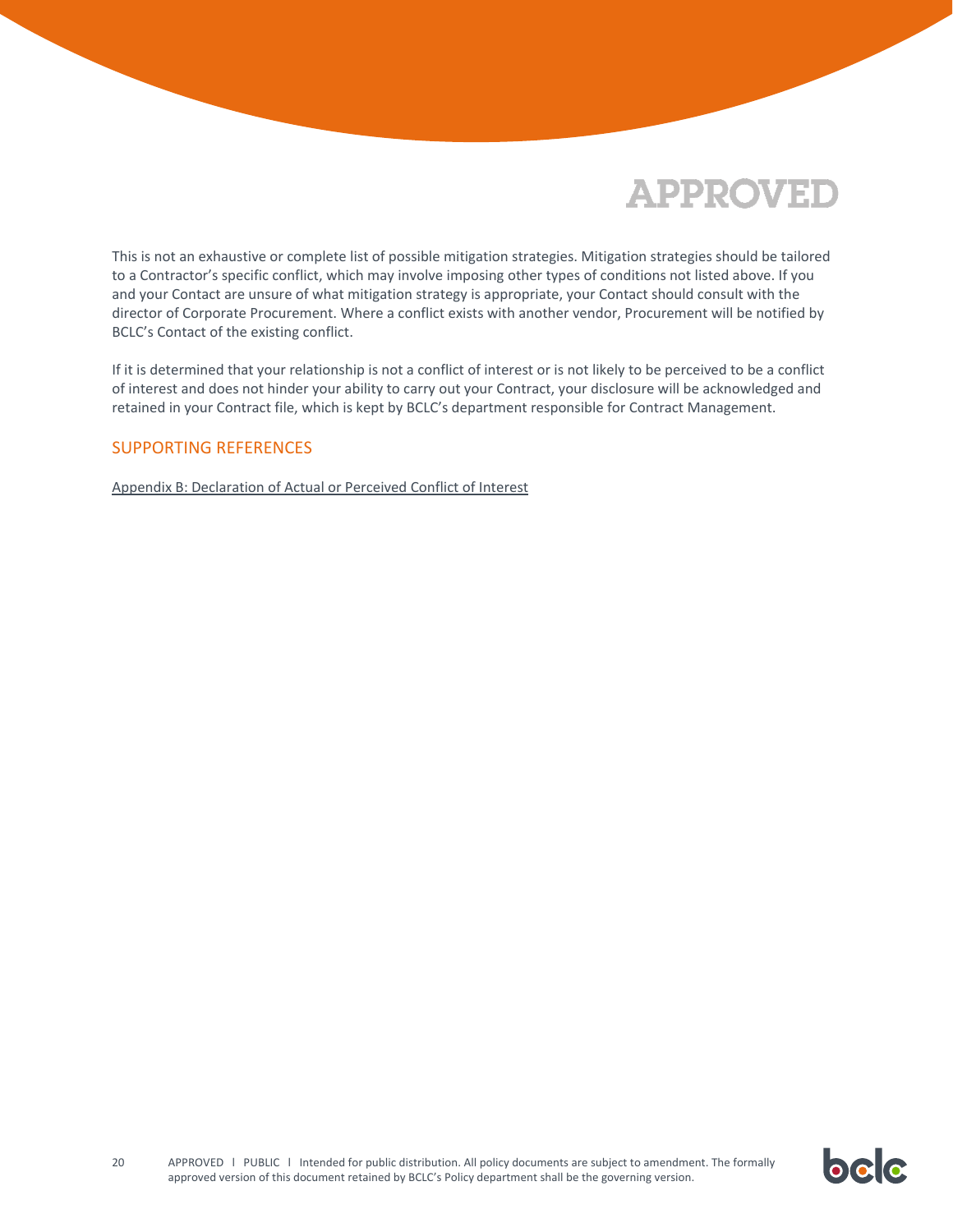APPROVED

This is not an exhaustive or complete list of possible mitigation strategies. Mitigation strategies should be tailored to a Contractor's specific conflict, which may involve imposing other types of conditions not listed above. If you and your Contact are unsure of what mitigation strategy is appropriate, your Contact should consult with the director of Corporate Procurement. Where a conflict exists with another vendor, Procurement will be notified by BCLC's Contact of the existing conflict.

If it is determined that your relationship is not a conflict of interest or is not likely to be perceived to be a conflict of interest and does not hinder your ability to carry out your Contract, your disclosure will be acknowledged and retained in your Contract file, which is kept by BCLC's department responsible for Contract Management.

## SUPPORTING REFERENCES

Appendix B: Declaration of Actual or Perceived Conflict of Interest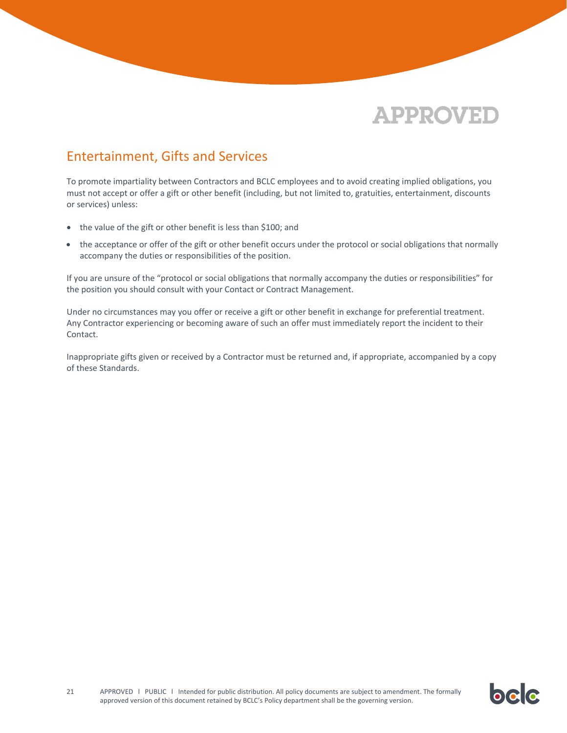APPROVED

## Entertainment, Gifts and Services

To promote impartiality between Contractors and BCLC employees and to avoid creating implied obligations, you must not accept or offer a gift or other benefit (including, but not limited to, gratuities, entertainment, discounts or services) unless:

- the value of the gift or other benefit is less than $100; and
- the acceptance or offer of the gift or other benefit occurs under the protocol or social obligations that normally accompany the duties or responsibilities of the position.

If you are unsure of the "protocol or social obligations that normally accompany the duties or responsibilities" for the position you should consult with your Contact or Contract Management.

Under no circumstances may you offer or receive a gift or other benefit in exchange for preferential treatment. Any Contractor experiencing or becoming aware of such an offer must immediately report the incident to their Contact.

Inappropriate gifts given or received by a Contractor must be returned and, if appropriate, accompanied by a copy of these Standards.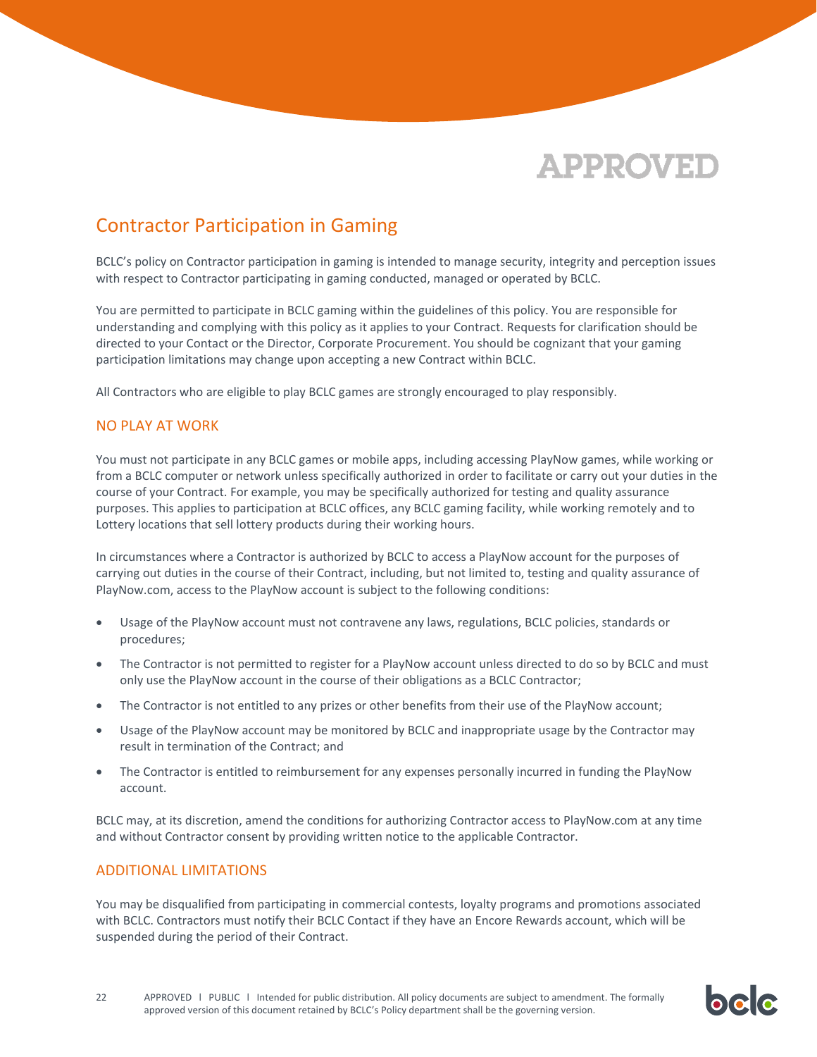APPROVED

## Contractor Participation in Gaming

BCLC's policy on Contractor participation in gaming is intended to manage security, integrity and perception issues with respect to Contractor participating in gaming conducted, managed or operated by BCLC.

You are permitted to participate in BCLC gaming within the guidelines of this policy. You are responsible for understanding and complying with this policy as it applies to your Contract. Requests for clarification should be directed to your Contact or the Director, Corporate Procurement. You should be cognizant that your gaming participation limitations may change upon accepting a new Contract within BCLC.

All Contractors who are eligible to play BCLC games are strongly encouraged to play responsibly.

### NO PLAY AT WORK

You must not participate in any BCLC games or mobile apps, including accessing PlayNow games, while working or from a BCLC computer or network unless specifically authorized in order to facilitate or carry out your duties in the course of your Contract. For example, you may be specifically authorized for testing and quality assurance purposes. This applies to participation at BCLC offices, any BCLC gaming facility, while working remotely and to Lottery locations that sell lottery products during their working hours.

In circumstances where a Contractor is authorized by BCLC to access a PlayNow account for the purposes of carrying out duties in the course of their Contract, including, but not limited to, testing and quality assurance of PlayNow.com, access to the PlayNow account is subject to the following conditions:

- Usage of the PlayNow account must not contravene any laws, regulations, BCLC policies, standards or procedures;
- The Contractor is not permitted to register for a PlayNow account unless directed to do so by BCLC and must only use the PlayNow account in the course of their obligations as a BCLC Contractor;
- The Contractor is not entitled to any prizes or other benefits from their use of the PlayNow account;
- Usage of the PlayNow account may be monitored by BCLC and inappropriate usage by the Contractor may result in termination of the Contract; and
- The Contractor is entitled to reimbursement for any expenses personally incurred in funding the PlayNow account.

BCLC may, at its discretion, amend the conditions for authorizing Contractor access to PlayNow.com at any time and without Contractor consent by providing written notice to the applicable Contractor.

### ADDITIONAL LIMITATIONS

You may be disqualified from participating in commercial contests, loyalty programs and promotions associated with BCLC. Contractors must notify their BCLC Contact if they have an Encore Rewards account, which will be suspended during the period of their Contract.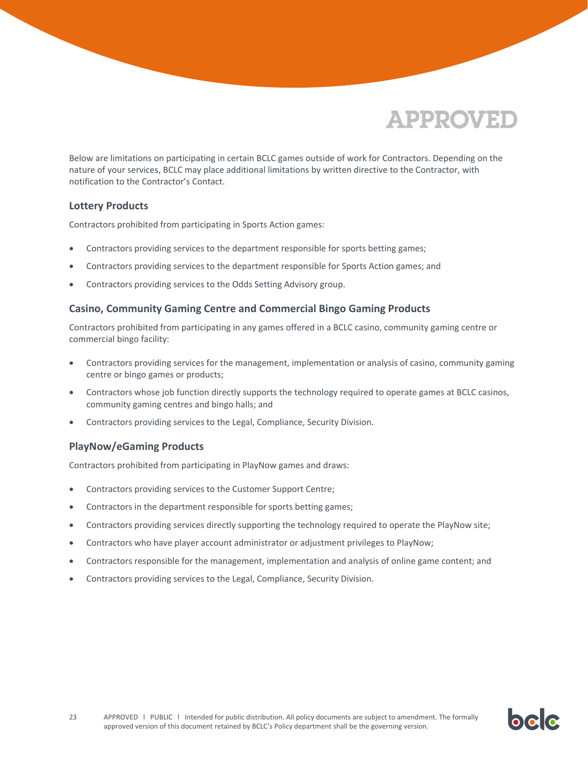Below are limitations on participating in certain BCLC games outside of work for Contractors. Depending on the nature of your services, BCLC may place additional limitations by written directive to the Contractor, with notification to the Contractor's Contact.

### Lottery Products

Contractors prohibited from participating in Sports Action games:

- Contractors providing services to the department responsible for sports betting games;
- Contractors providing services to the department responsible for Sports Action games; and
- Contractors providing services to the Odds Setting Advisory group.

### Casino, Community Gaming Centre and Commercial Bingo Gaming Products

Contractors prohibited from participating in any games offered in a BCLC casino, community gaming centre or commercial bingo facility:

- Contractors providing services for the management, implementation or analysis of casino, community gaming centre or bingo games or products;
- Contractors whose job function directly supports the technology required to operate games at BCLC casinos, community gaming centres and bingo halls; and
- Contractors providing services to the Legal, Compliance, Security Division.

### PlayNow/eGaming Products

Contractors prohibited from participating in PlayNow games and draws:

- Contractors providing services to the Customer Support Centre;
- Contractors in the department responsible for sports betting games;
- Contractors providing services directly supporting the technology required to operate the PlayNow site;
- Contractors who have player account administrator or adjustment privileges to PlayNow;
- Contractors responsible for the management, implementation and analysis of online game content; and
- Contractors providing services to the Legal, Compliance, Security Division.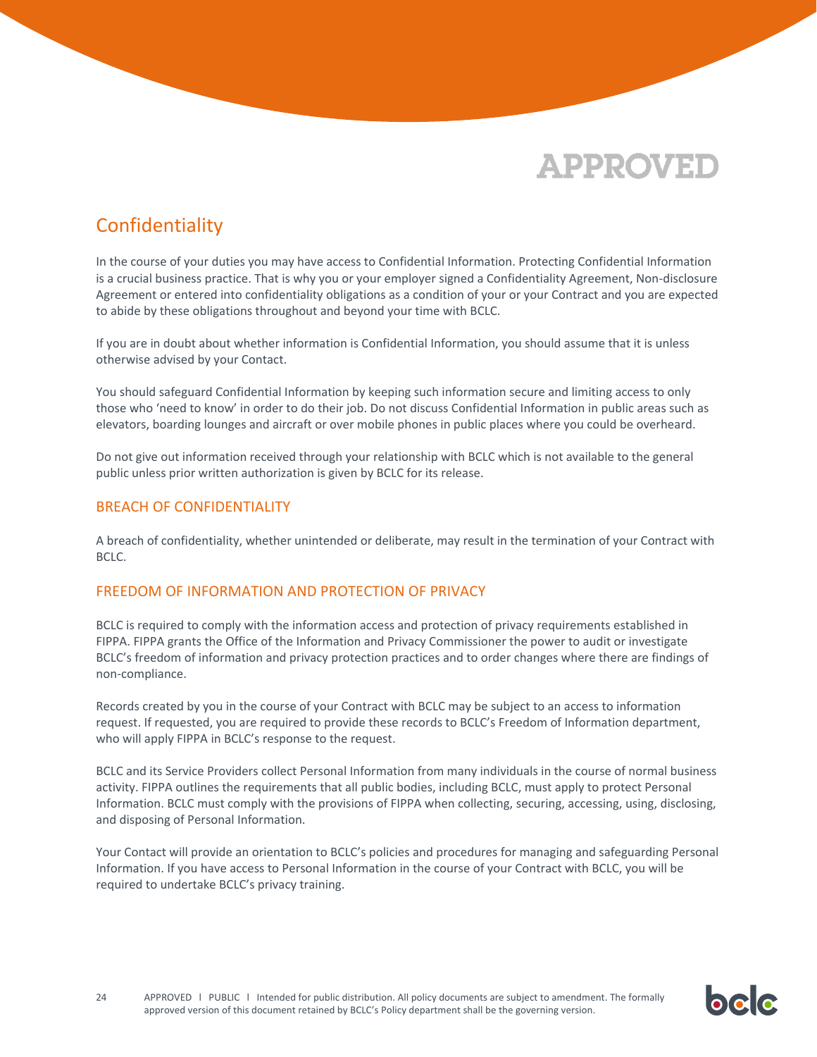APPROVED

## Confidentiality

In the course of your duties you may have access to Confidential Information. Protecting Confidential Information is a crucial business practice. That is why you or your employer signed a Confidentiality Agreement, Non-disclosure Agreement or entered into confidentiality obligations as a condition of your or your Contract and you are expected to abide by these obligations throughout and beyond your time with BCLC.

If you are in doubt about whether information is Confidential Information, you should assume that it is unless otherwise advised by your Contact.

You should safeguard Confidential Information by keeping such information secure and limiting access to only those who 'need to know' in order to do their job. Do not discuss Confidential Information in public areas such as elevators, boarding lounges and aircraft or over mobile phones in public places where you could be overheard.

Do not give out information received through your relationship with BCLC which is not available to the general public unless prior written authorization is given by BCLC for its release.

### BREACH OF CONFIDENTIALITY

A breach of confidentiality, whether unintended or deliberate, may result in the termination of your Contract with BCLC.

### FREEDOM OF INFORMATION AND PROTECTION OF PRIVACY

BCLC is required to comply with the information access and protection of privacy requirements established in FIPPA. FIPPA grants the Office of the Information and Privacy Commissioner the power to audit or investigate BCLC's freedom of information and privacy protection practices and to order changes where there are findings of non-compliance.

Records created by you in the course of your Contract with BCLC may be subject to an access to information request. If requested, you are required to provide these records to BCLC's Freedom of Information department, who will apply FIPPA in BCLC's response to the request.

BCLC and its Service Providers collect Personal Information from many individuals in the course of normal business activity. FIPPA outlines the requirements that all public bodies, including BCLC, must apply to protect Personal Information. BCLC must comply with the provisions of FIPPA when collecting, securing, accessing, using, disclosing, and disposing of Personal Information.

Your Contact will provide an orientation to BCLC's policies and procedures for managing and safeguarding Personal Information. If you have access to Personal Information in the course of your Contract with BCLC, you will be required to undertake BCLC's privacy training.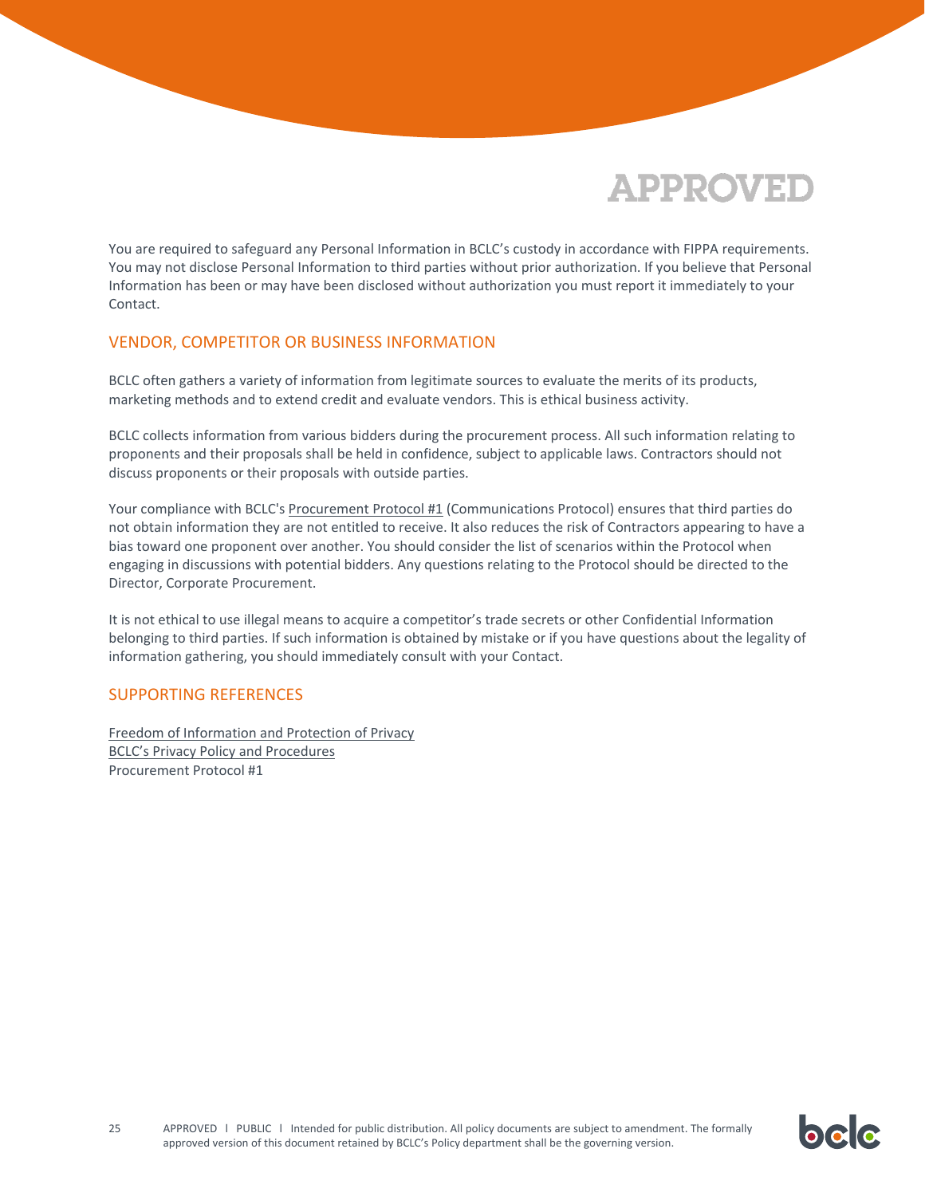You are required to safeguard any Personal Information in BCLC's custody in accordance with FIPPA requirements. You may not disclose Personal Information to third parties without prior authorization. If you believe that Personal Information has been or may have been disclosed without authorization you must report it immediately to your Contact.

## VENDOR, COMPETITOR OR BUSINESS INFORMATION

BCLC often gathers a variety of information from legitimate sources to evaluate the merits of its products, marketing methods and to extend credit and evaluate vendors. This is ethical business activity.

BCLC collects information from various bidders during the procurement process. All such information relating to proponents and their proposals shall be held in confidence, subject to applicable laws. Contractors should not discuss proponents or their proposals with outside parties.

Your compliance with BCLC's Procurement Protocol #1 (Communications Protocol) ensures that third parties do not obtain information they are not entitled to receive. It also reduces the risk of Contractors appearing to have a bias toward one proponent over another. You should consider the list of scenarios within the Protocol when engaging in discussions with potential bidders. Any questions relating to the Protocol should be directed to the Director, Corporate Procurement.

It is not ethical to use illegal means to acquire a competitor's trade secrets or other Confidential Information belonging to third parties. If such information is obtained by mistake or if you have questions about the legality of information gathering, you should immediately consult with your Contact.

## SUPPORTING REFERENCES

Freedom of Information and Protection of Privacy
BCLC's Privacy Policy and Procedures
Procurement Protocol #1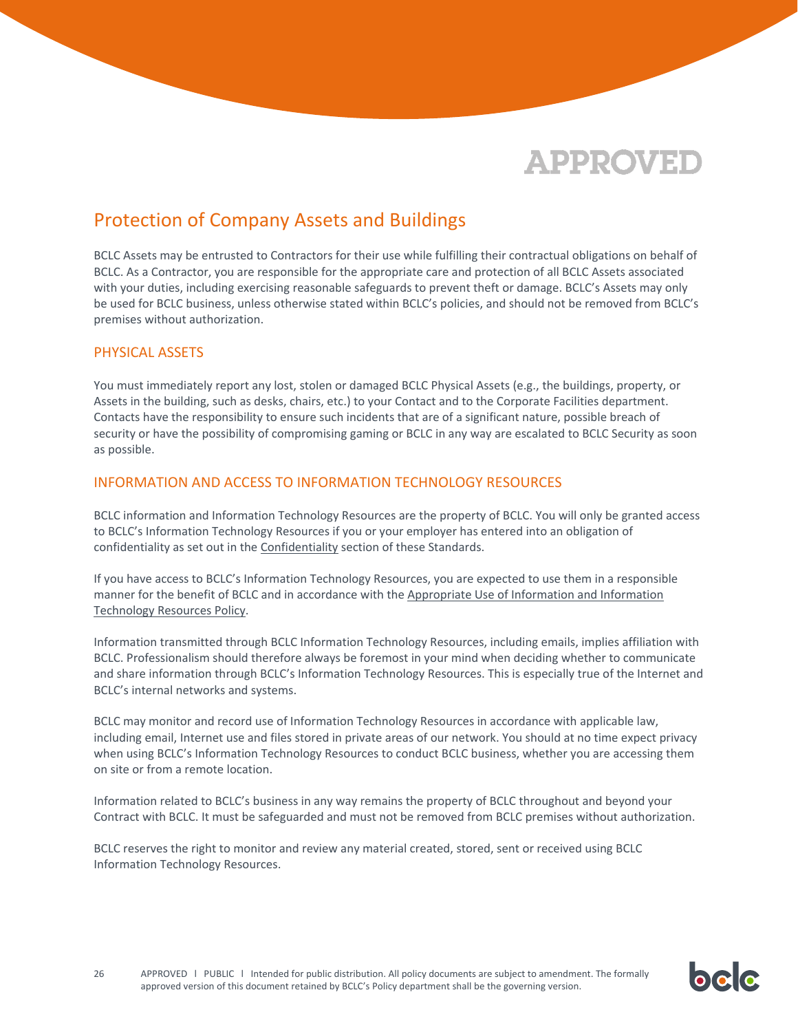APPROVED

## Protection of Company Assets and Buildings

BCLC Assets may be entrusted to Contractors for their use while fulfilling their contractual obligations on behalf of BCLC. As a Contractor, you are responsible for the appropriate care and protection of all BCLC Assets associated with your duties, including exercising reasonable safeguards to prevent theft or damage. BCLC's Assets may only be used for BCLC business, unless otherwise stated within BCLC's policies, and should not be removed from BCLC's premises without authorization.

### PHYSICAL ASSETS

You must immediately report any lost, stolen or damaged BCLC Physical Assets (e.g., the buildings, property, or Assets in the building, such as desks, chairs, etc.) to your Contact and to the Corporate Facilities department. Contacts have the responsibility to ensure such incidents that are of a significant nature, possible breach of security or have the possibility of compromising gaming or BCLC in any way are escalated to BCLC Security as soon as possible.

### INFORMATION AND ACCESS TO INFORMATION TECHNOLOGY RESOURCES

BCLC information and Information Technology Resources are the property of BCLC. You will only be granted access to BCLC's Information Technology Resources if you or your employer has entered into an obligation of confidentiality as set out in the Confidentiality section of these Standards.

If you have access to BCLC's Information Technology Resources, you are expected to use them in a responsible manner for the benefit of BCLC and in accordance with the Appropriate Use of Information and Information Technology Resources Policy.

Information transmitted through BCLC Information Technology Resources, including emails, implies affiliation with BCLC. Professionalism should therefore always be foremost in your mind when deciding whether to communicate and share information through BCLC's Information Technology Resources. This is especially true of the Internet and BCLC's internal networks and systems.

BCLC may monitor and record use of Information Technology Resources in accordance with applicable law, including email, Internet use and files stored in private areas of our network. You should at no time expect privacy when using BCLC's Information Technology Resources to conduct BCLC business, whether you are accessing them on site or from a remote location.

Information related to BCLC's business in any way remains the property of BCLC throughout and beyond your Contract with BCLC. It must be safeguarded and must not be removed from BCLC premises without authorization.

BCLC reserves the right to monitor and review any material created, stored, sent or received using BCLC Information Technology Resources.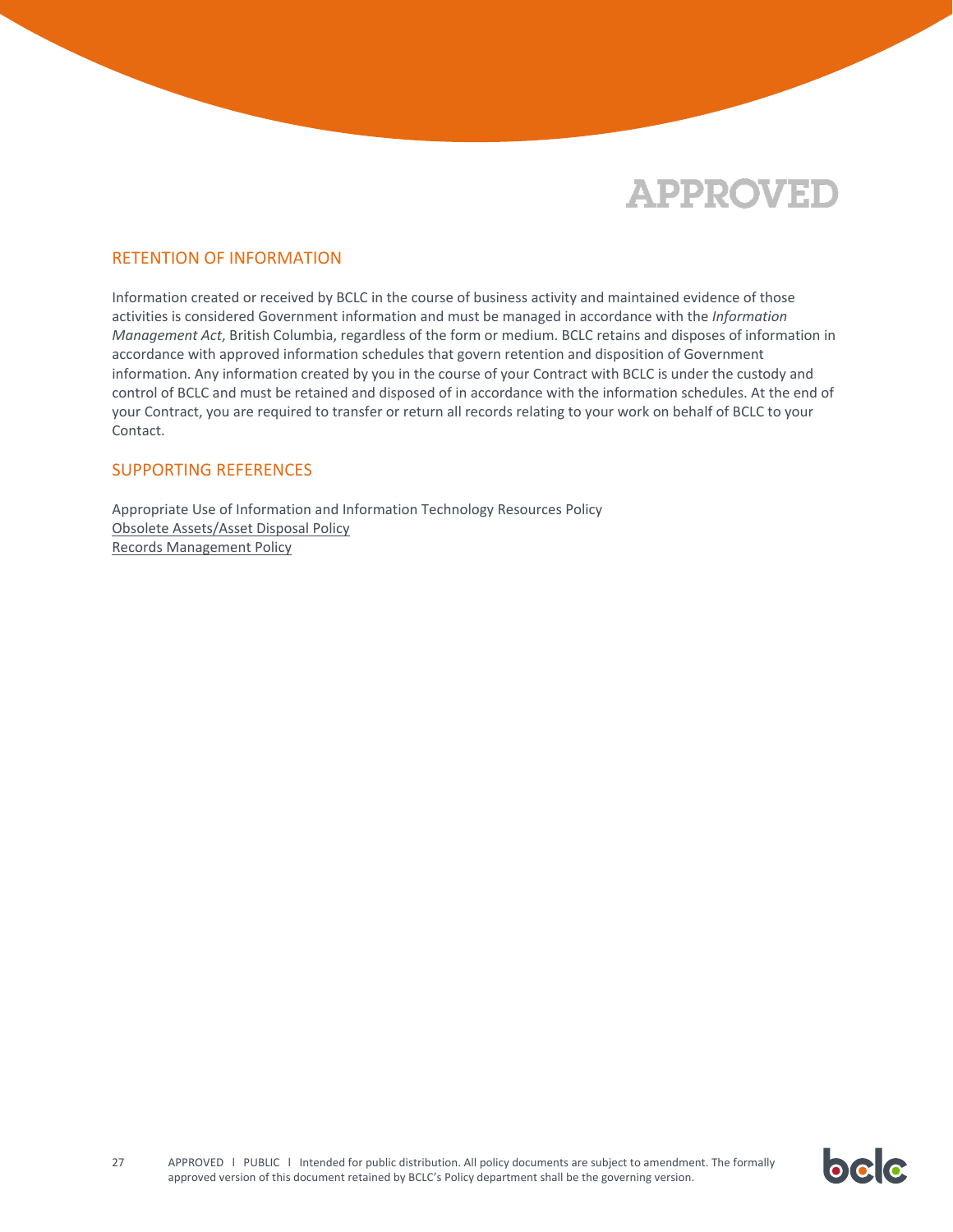APPROVED

## RETENTION OF INFORMATION

Information created or received by BCLC in the course of business activity and maintained evidence of those activities is considered Government information and must be managed in accordance with the *Information Management Act*, British Columbia, regardless of the form or medium. BCLC retains and disposes of information in accordance with approved information schedules that govern retention and disposition of Government information. Any information created by you in the course of your Contract with BCLC is under the custody and control of BCLC and must be retained and disposed of in accordance with the information schedules. At the end of your Contract, you are required to transfer or return all records relating to your work on behalf of BCLC to your Contact.

## SUPPORTING REFERENCES

Appropriate Use of Information and Information Technology Resources Policy
Obsolete Assets/Asset Disposal Policy
Records Management Policy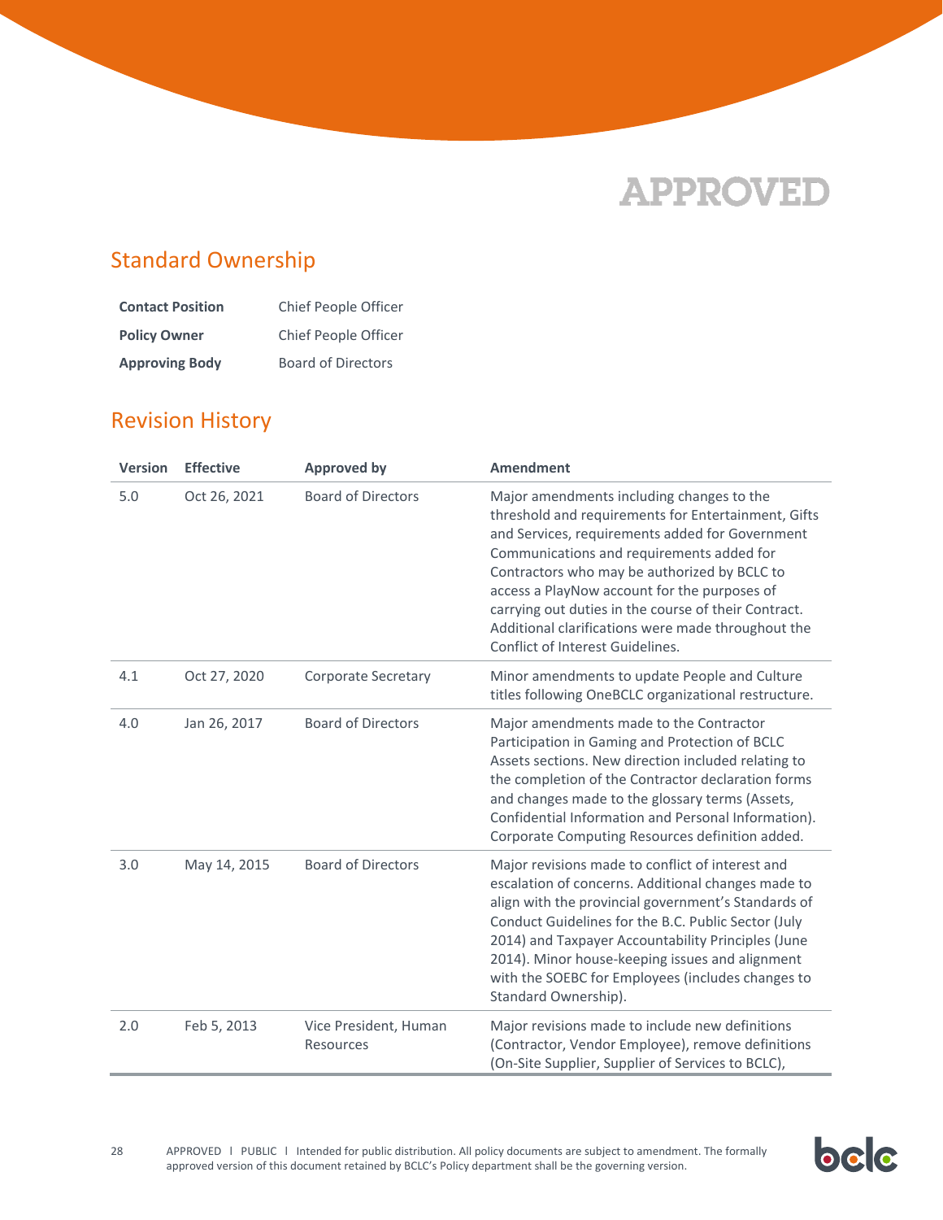APPROVED

## Standard Ownership

| | |
|---|---|
| **Contact Position** | Chief People Officer |
| **Policy Owner** | Chief People Officer |
| **Approving Body** | Board of Directors |

## Revision History

| Version | Effective | Approved by | Amendment |
|---|---|---|---|
| 5.0 | Oct 26, 2021 | Board of Directors | Major amendments including changes to the threshold and requirements for Entertainment, Gifts and Services, requirements added for Government Communications and requirements added for Contractors who may be authorized by BCLC to access a PlayNow account for the purposes of carrying out duties in the course of their Contract. Additional clarifications were made throughout the Conflict of Interest Guidelines. |
| 4.1 | Oct 27, 2020 | Corporate Secretary | Minor amendments to update People and Culture titles following OneBCLC organizational restructure. |
| 4.0 | Jan 26, 2017 | Board of Directors | Major amendments made to the Contractor Participation in Gaming and Protection of BCLC Assets sections. New direction included relating to the completion of the Contractor declaration forms and changes made to the glossary terms (Assets, Confidential Information and Personal Information). Corporate Computing Resources definition added. |
| 3.0 | May 14, 2015 | Board of Directors | Major revisions made to conflict of interest and escalation of concerns. Additional changes made to align with the provincial government's Standards of Conduct Guidelines for the B.C. Public Sector (July 2014) and Taxpayer Accountability Principles (June 2014). Minor house-keeping issues and alignment with the SOEBC for Employees (includes changes to Standard Ownership). |
| 2.0 | Feb 5, 2013 | Vice President, Human Resources | Major revisions made to include new definitions (Contractor, Vendor Employee), remove definitions (On-Site Supplier, Supplier of Services to BCLC), |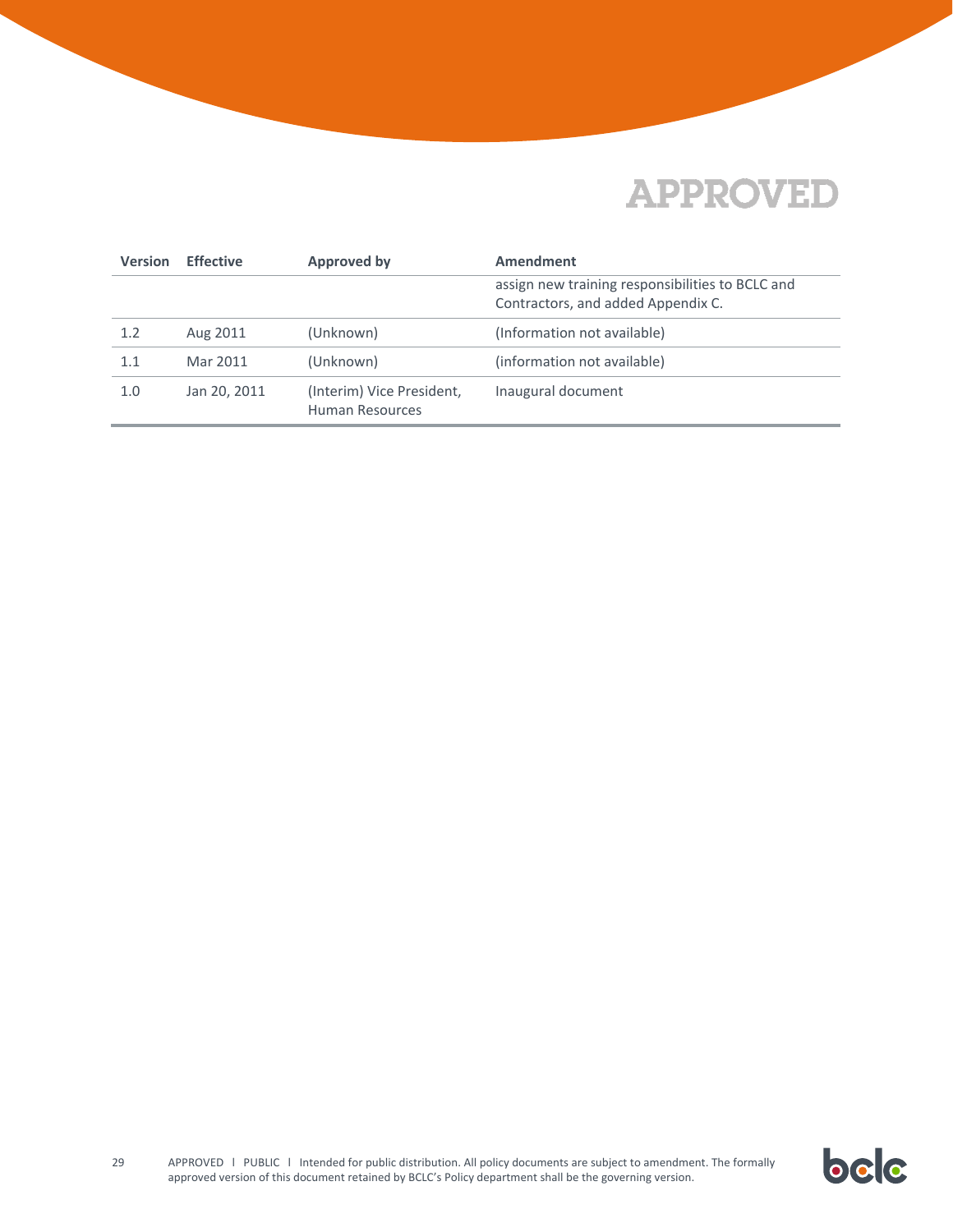APPROVED

| Version | Effective | Approved by | Amendment |
|---|---|---|---|
| | | | assign new training responsibilities to BCLC and Contractors, and added Appendix C. |
| 1.2 | Aug 2011 | (Unknown) | (Information not available) |
| 1.1 | Mar 2011 | (Unknown) | (information not available) |
| 1.0 | Jan 20, 2011 | (Interim) Vice President, Human Resources | Inaugural document |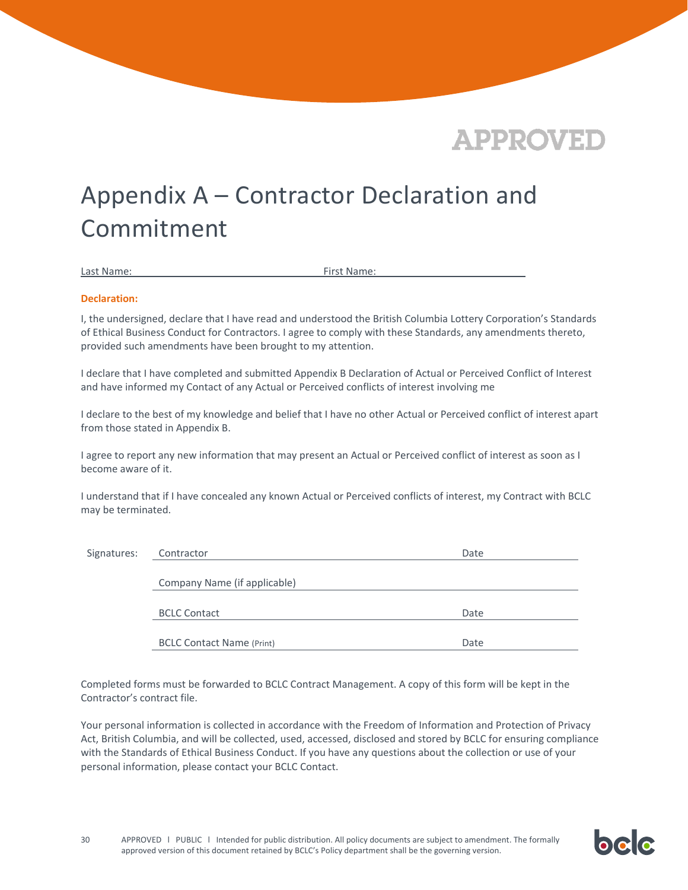APPROVED

# Appendix A – Contractor Declaration and Commitment

Last Name: \_\_\_\_\_\_\_\_\_\_\_\_\_\_\_\_\_\_\_\_\_\_\_\_ First Name: \_\_\_\_\_\_\_\_\_\_\_\_\_\_\_\_\_\_\_\_\_\_\_\_

**Declaration:**

I, the undersigned, declare that I have read and understood the British Columbia Lottery Corporation's Standards of Ethical Business Conduct for Contractors. I agree to comply with these Standards, any amendments thereto, provided such amendments have been brought to my attention.

I declare that I have completed and submitted Appendix B Declaration of Actual or Perceived Conflict of Interest and have informed my Contact of any Actual or Perceived conflicts of interest involving me

I declare to the best of my knowledge and belief that I have no other Actual or Perceived conflict of interest apart from those stated in Appendix B.

I agree to report any new information that may present an Actual or Perceived conflict of interest as soon as I become aware of it.

I understand that if I have concealed any known Actual or Perceived conflicts of interest, my Contract with BCLC may be terminated.

| Signatures: | | |
|---|---|---|
| | Contractor | Date |
| | Company Name (if applicable) | |
| | BCLC Contact | Date |
| | BCLC Contact Name (Print) | Date |

Completed forms must be forwarded to BCLC Contract Management. A copy of this form will be kept in the Contractor's contract file.

Your personal information is collected in accordance with the Freedom of Information and Protection of Privacy Act, British Columbia, and will be collected, used, accessed, disclosed and stored by BCLC for ensuring compliance with the Standards of Ethical Business Conduct. If you have any questions about the collection or use of your personal information, please contact your BCLC Contact.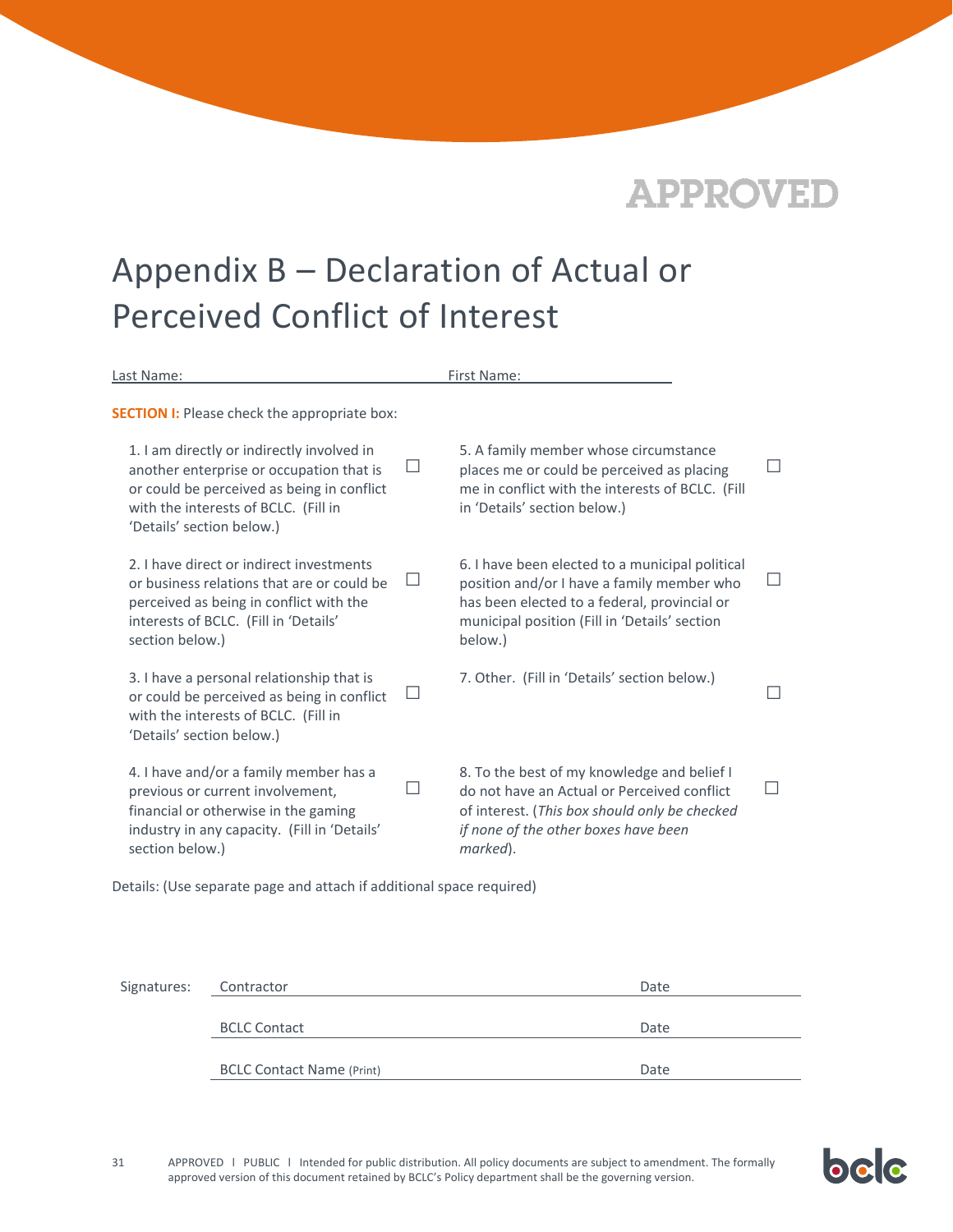APPROVED

# Appendix B – Declaration of Actual or Perceived Conflict of Interest

Last Name: ______________________ First Name: ______________________

**SECTION I:** Please check the appropriate box:

| | | | |
|---|---|---|---|
| 1. I am directly or indirectly involved in another enterprise or occupation that is or could be perceived as being in conflict with the interests of BCLC. (Fill in 'Details' section below.) | ☐ | 5. A family member whose circumstance places me or could be perceived as placing me in conflict with the interests of BCLC. (Fill in 'Details' section below.) | ☐ |
| 2. I have direct or indirect investments or business relations that are or could be perceived as being in conflict with the interests of BCLC. (Fill in 'Details' section below.) | ☐ | 6. I have been elected to a municipal political position and/or I have a family member who has been elected to a federal, provincial or municipal position (Fill in 'Details' section below.) | ☐ |
| 3. I have a personal relationship that is or could be perceived as being in conflict with the interests of BCLC. (Fill in 'Details' section below.) | ☐ | 7. Other. (Fill in 'Details' section below.) | ☐ |
| 4. I have and/or a family member has a previous or current involvement, financial or otherwise in the gaming industry in any capacity. (Fill in 'Details' section below.) | ☐ | 8. To the best of my knowledge and belief I do not have an Actual or Perceived conflict of interest. (*This box should only be checked if none of the other boxes have been marked*). | ☐ |

Details: (Use separate page and attach if additional space required)

Signatures:

Contractor ______________________ Date ______________________

BCLC Contact ______________________ Date ______________________

BCLC Contact Name (Print) ______________________ Date ______________________

APPROVED I PUBLIC I Intended for public distribution. All policy documents are subject to amendment. The formally approved version of this document retained by BCLC's Policy department shall be the governing version.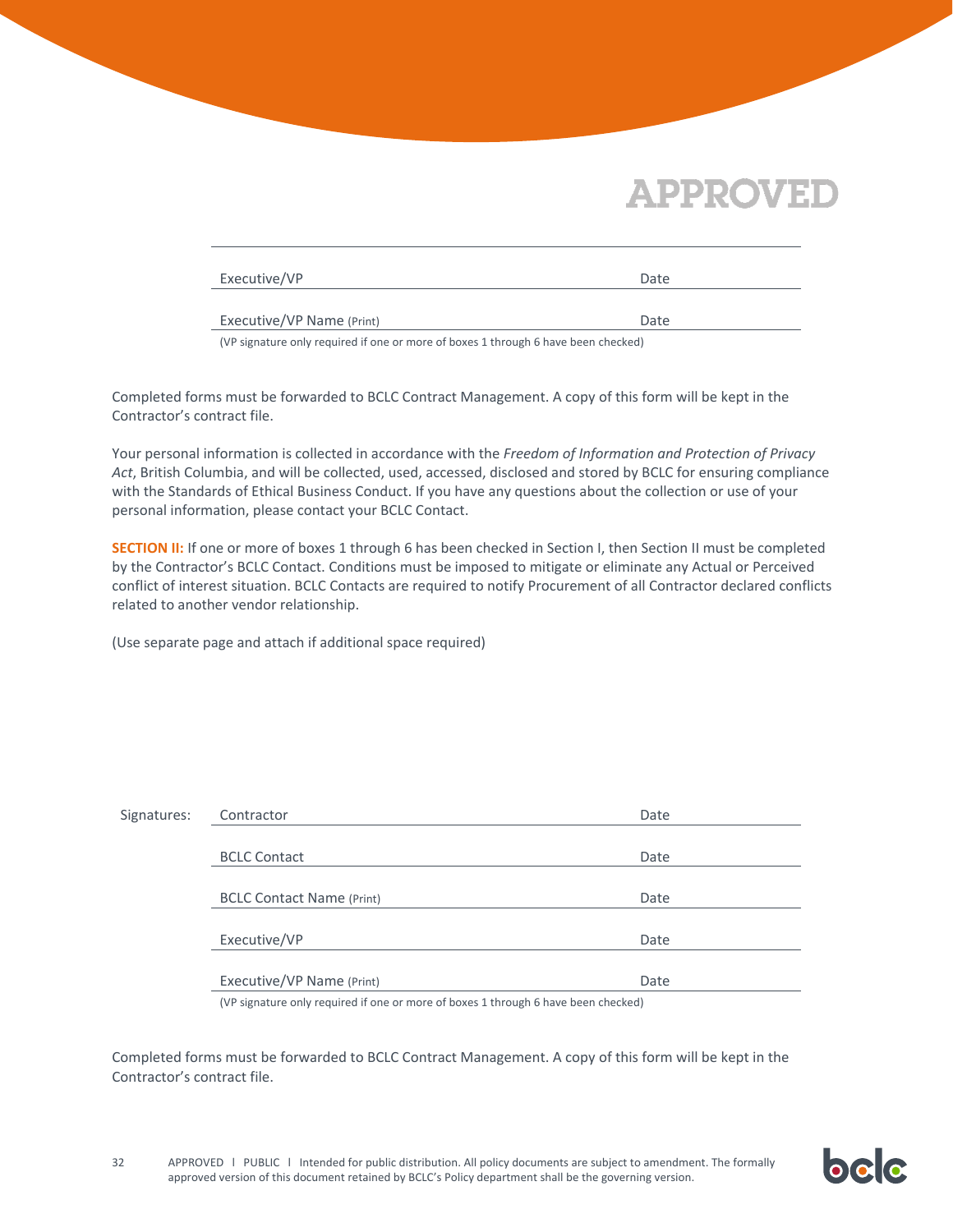Executive/VP Date

Executive/VP Name (Print) Date

(VP signature only required if one or more of boxes 1 through 6 have been checked)

Completed forms must be forwarded to BCLC Contract Management. A copy of this form will be kept in the Contractor's contract file.

Your personal information is collected in accordance with the *Freedom of Information and Protection of Privacy Act*, British Columbia, and will be collected, used, accessed, disclosed and stored by BCLC for ensuring compliance with the Standards of Ethical Business Conduct. If you have any questions about the collection or use of your personal information, please contact your BCLC Contact.

**SECTION II:** If one or more of boxes 1 through 6 has been checked in Section I, then Section II must be completed by the Contractor's BCLC Contact. Conditions must be imposed to mitigate or eliminate any Actual or Perceived conflict of interest situation. BCLC Contacts are required to notify Procurement of all Contractor declared conflicts related to another vendor relationship.

(Use separate page and attach if additional space required)

Signatures: Contractor Date

BCLC Contact Date

BCLC Contact Name (Print) Date

Executive/VP Date

Executive/VP Name (Print) Date

(VP signature only required if one or more of boxes 1 through 6 have been checked)

Completed forms must be forwarded to BCLC Contract Management. A copy of this form will be kept in the Contractor's contract file.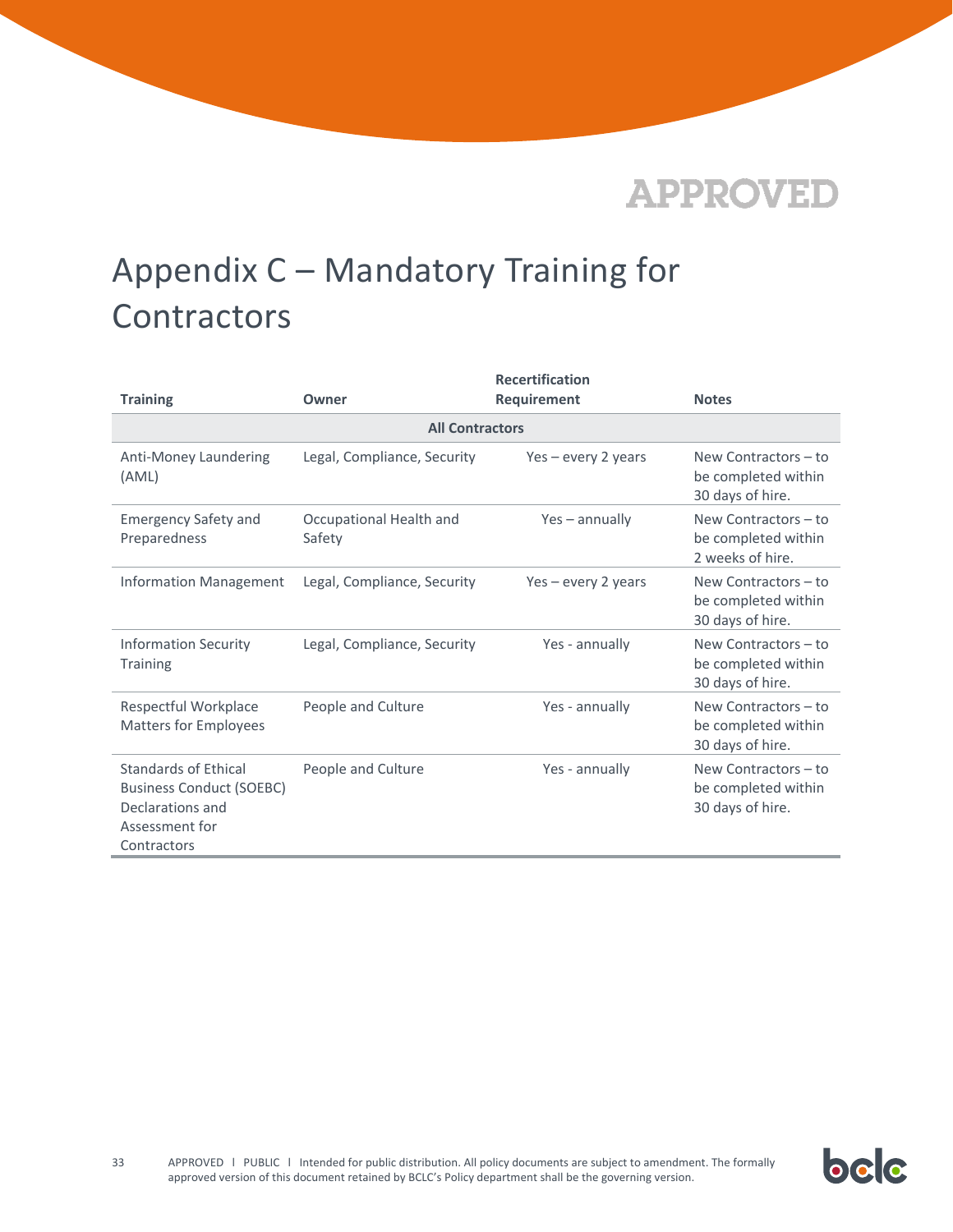APPROVED

# Appendix C – Mandatory Training for Contractors

| Training | Owner | Recertification Requirement | Notes |
|---|---|---|---|
| **All Contractors** | | | |
| Anti-Money Laundering (AML) | Legal, Compliance, Security | Yes – every 2 years | New Contractors – to be completed within 30 days of hire. |
| Emergency Safety and Preparedness | Occupational Health and Safety | Yes – annually | New Contractors – to be completed within 2 weeks of hire. |
| Information Management | Legal, Compliance, Security | Yes – every 2 years | New Contractors – to be completed within 30 days of hire. |
| Information Security Training | Legal, Compliance, Security | Yes - annually | New Contractors – to be completed within 30 days of hire. |
| Respectful Workplace Matters for Employees | People and Culture | Yes - annually | New Contractors – to be completed within 30 days of hire. |
| Standards of Ethical Business Conduct (SOEBC) Declarations and Assessment for Contractors | People and Culture | Yes - annually | New Contractors – to be completed within 30 days of hire. |

APPROVED I PUBLIC I Intended for public distribution. All policy documents are subject to amendment. The formally approved version of this document retained by BCLC's Policy department shall be the governing version.